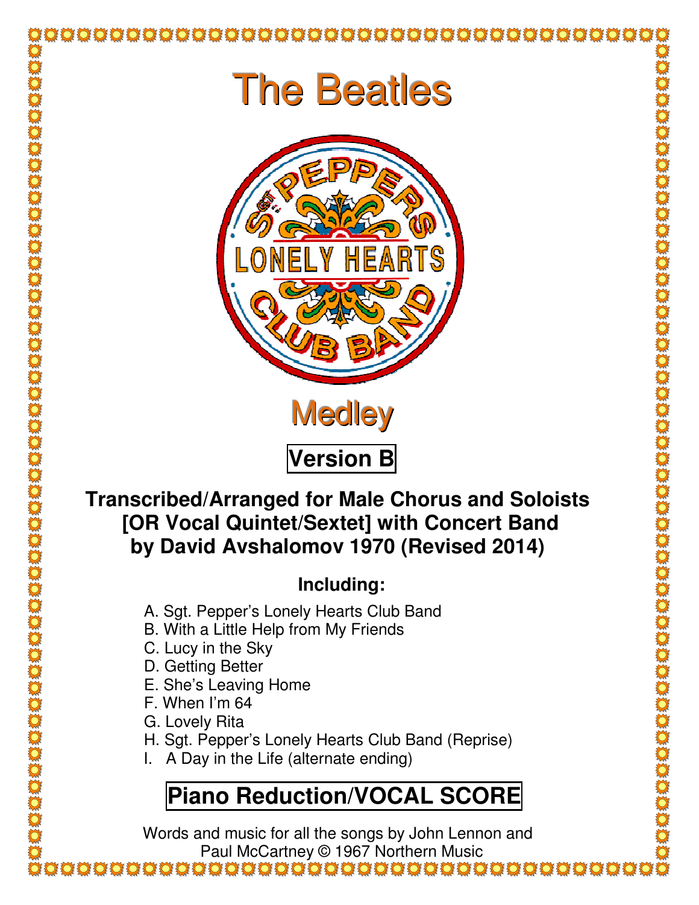# The Beatles

# Medley

## Version B

**Transcribed/Arranged for Male Chorus and Soloists [OR Vocal Quintet/Sextet] with Concert Band by David Avshalomov 1970 (Revised 2014)**

**Including:**

A. Sgt. Pepper's Lonely Hearts Club Band
B. With a Little Help from My Friends
C. Lucy in the Sky
D. Getting Better
E. She's Leaving Home
F. When I'm 64
G. Lovely Rita
H. Sgt. Pepper's Lonely Hearts Club Band (Reprise)
I. A Day in the Life (alternate ending)

## Piano Reduction/VOCAL SCORE

Words and music for all the songs by John Lennon and Paul McCartney © 1967 Northern Music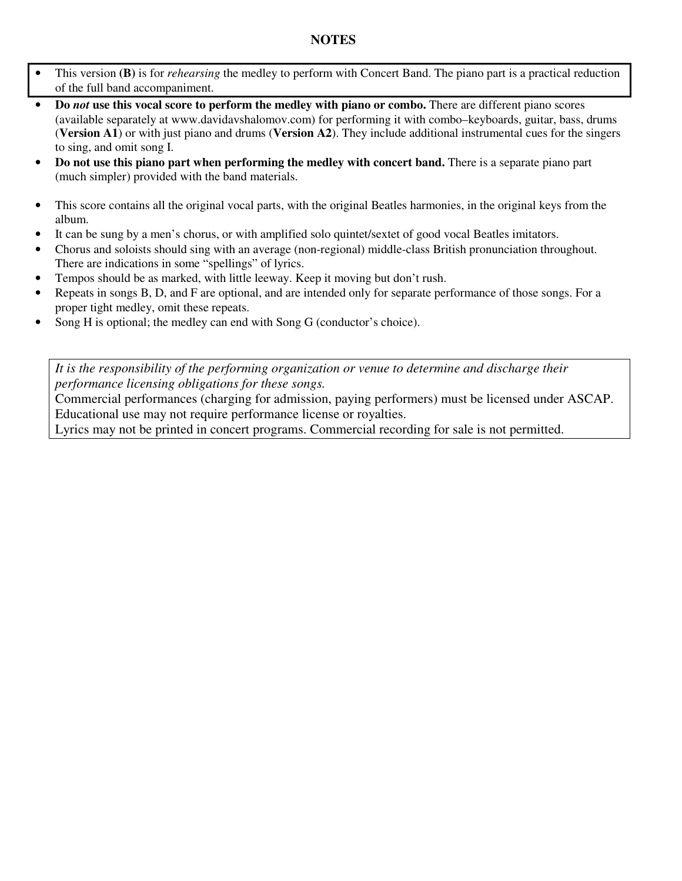# NOTES

- This version **(B)** is for *rehearsing* the medley to perform with Concert Band. The piano part is a practical reduction of the full band accompaniment.
- **Do *not* use this vocal score to perform the medley with piano or combo.** There are different piano scores (available separately at www.davidavshalomov.com) for performing it with combo–keyboards, guitar, bass, drums (**Version A1**) or with just piano and drums (**Version A2**). They include additional instrumental cues for the singers to sing, and omit song I.
- **Do not use this piano part when performing the medley with concert band.** There is a separate piano part (much simpler) provided with the band materials.

- This score contains all the original vocal parts, with the original Beatles harmonies, in the original keys from the album.
- It can be sung by a men's chorus, or with amplified solo quintet/sextet of good vocal Beatles imitators.
- Chorus and soloists should sing with an average (non-regional) middle-class British pronunciation throughout. There are indications in some "spellings" of lyrics.
- Tempos should be as marked, with little leeway. Keep it moving but don't rush.
- Repeats in songs B, D, and F are optional, and are intended only for separate performance of those songs. For a proper tight medley, omit these repeats.
- Song H is optional; the medley can end with Song G (conductor's choice).

*It is the responsibility of the performing organization or venue to determine and discharge their performance licensing obligations for these songs.*
Commercial performances (charging for admission, paying performers) must be licensed under ASCAP.
Educational use may not require performance license or royalties.
Lyrics may not be printed in concert programs. Commercial recording for sale is not permitted.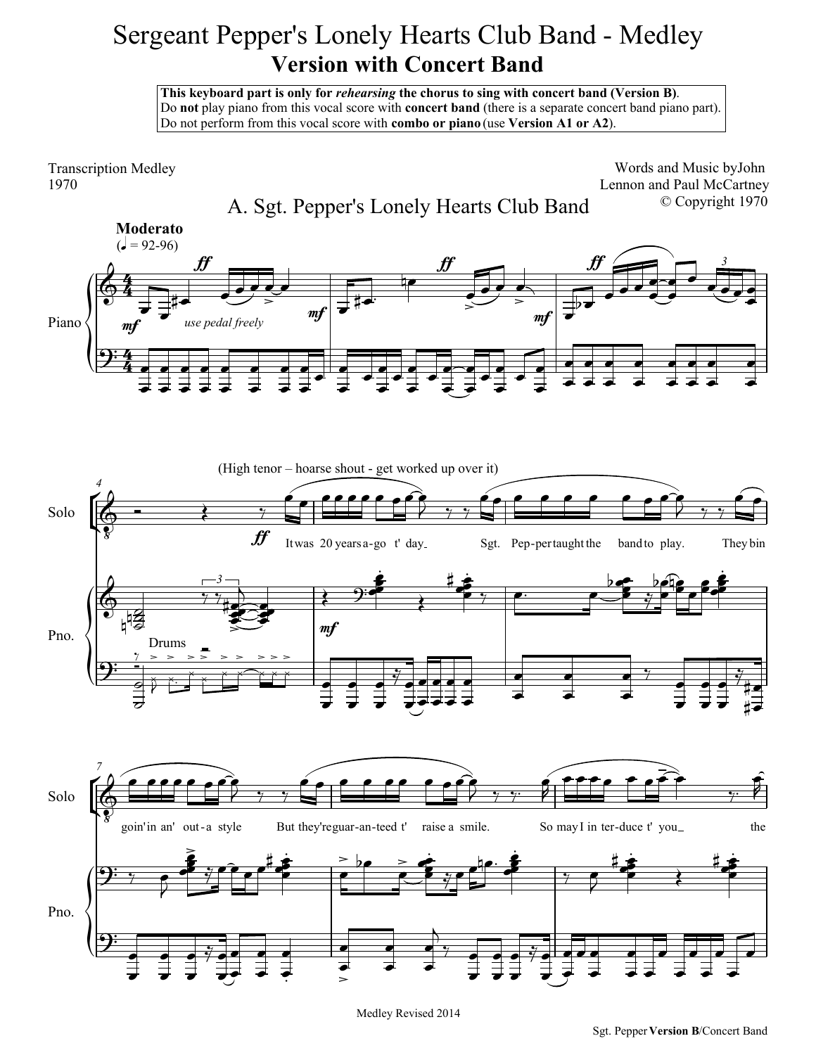# Sergeant Pepper's Lonely Hearts Club Band - Medley

## Version with Concert Band

**This keyboard part is only for *rehearsing* the chorus to sing with concert band (Version B)**.
Do **not** play piano from this vocal score with **concert band** (there is a separate concert band piano part).
Do not perform from this vocal score with **combo or piano** (use **Version A1 or A2**).

Transcription Medley
1970

Words and Music by John Lennon and Paul McCartney
© Copyright 1970

### A. Sgt. Pepper's Lonely Hearts Club Band

**Moderato**
(♩ = 92-96)

*use pedal freely*

Drums

(High tenor – hoarse shout - get worked up over it)

It was 20 years a-go t' day Sgt. Pep-per taught the band to play. They bin goin' in an' out-a style But they're guar-an-teed t' raise a smile. So may I in ter-duce t' you the

Medley Revised 2014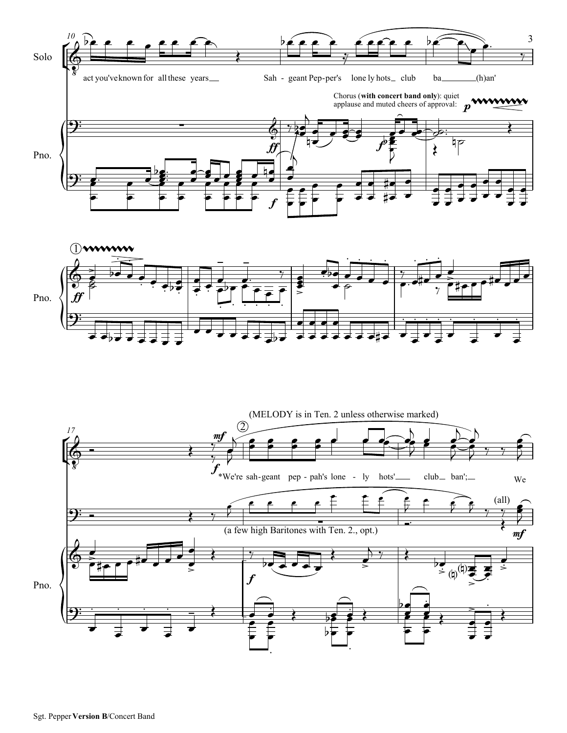Solo

act you've known for all these years Sah - geant Pep-per's lone ly hots club ba (h)an'

Chorus (**with concert band only**): quiet applause and muted cheers of approval:

Pno.

(MELODY is in Ten. 2 unless otherwise marked)

*We're sah-geant pep - pah's lone - ly hots' club ban'; We

(all)

(a few high Baritones with Ten. 2., opt.)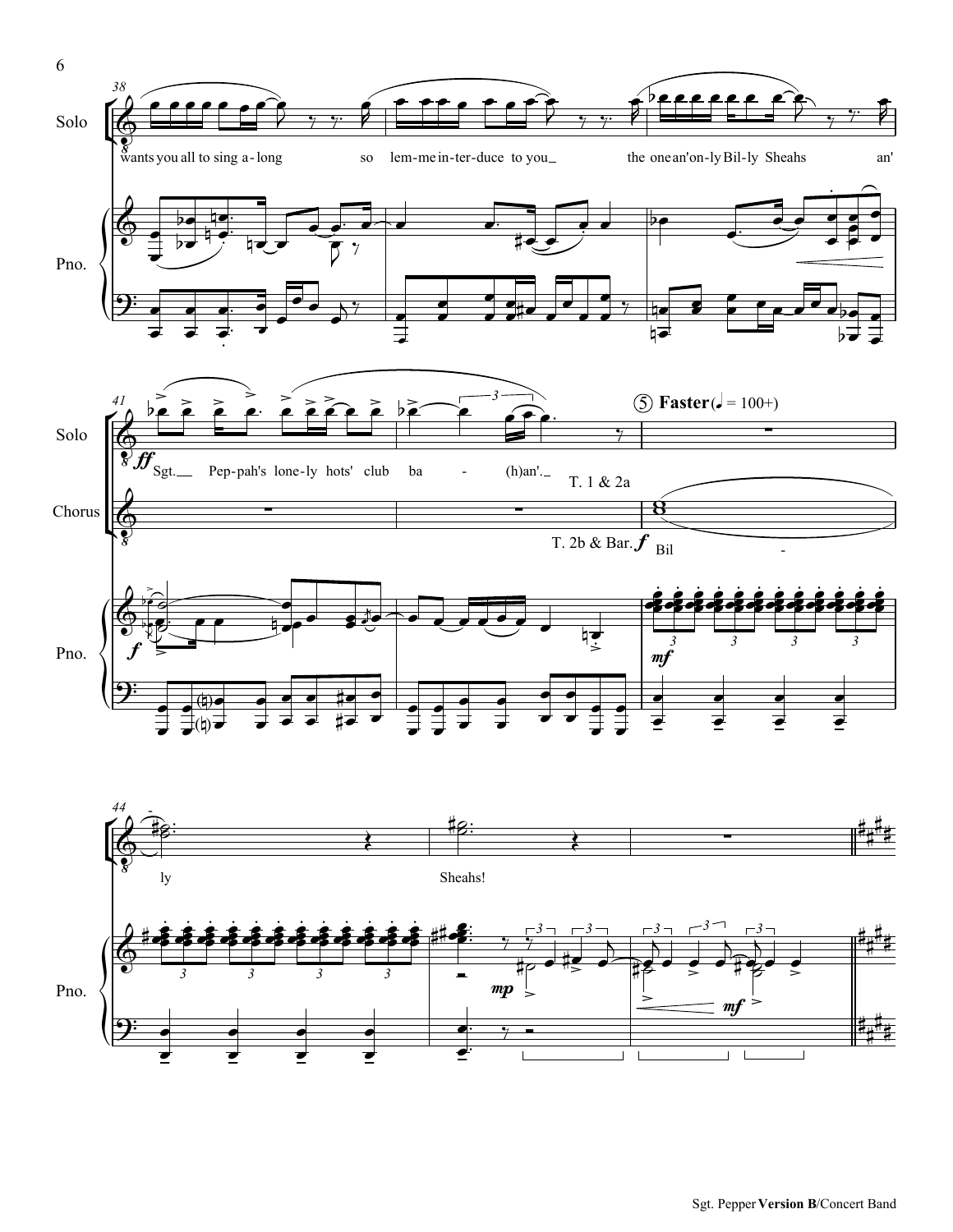Solo

wants you all to sing a-long so lem-me in-ter-duce to you the one an'on-ly Bil-ly Sheahs an'

Pno.

Solo

*ff* Sgt. Pep-pah's lone-ly hots' club ba - (h)an'.

Chorus

T. 1 & 2a

T. 2b & Bar. *f* Bil - ly Sheahs!

⑤ **Faster** (♩ = 100+)

Pno.

*f*

*mf*

*mp*

*mf*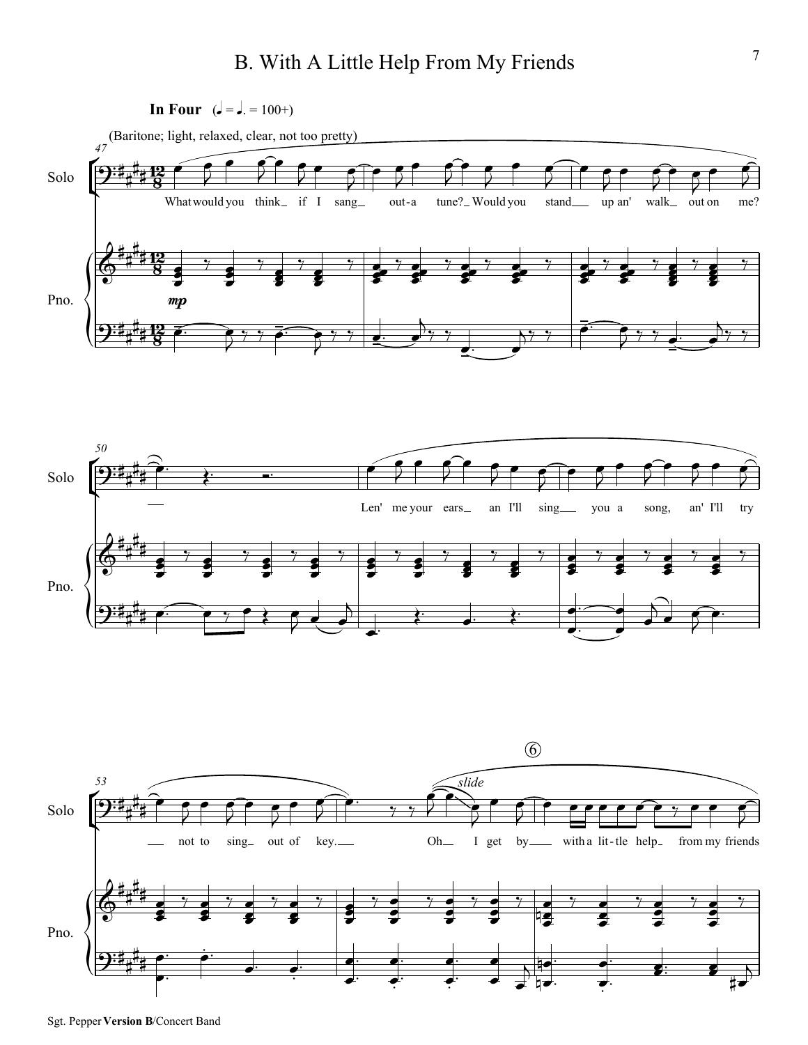# B. With A Little Help From My Friends

**In Four** (♩ = ♩. = 100+)

(Baritone; light, relaxed, clear, not too pretty)

47

Solo

What would you think_ if I sang_ out-a tune?_ Would you stand___ up an' walk_ out on me?

Pno.

*mp*

50

Len' me your ears_ an I'll sing___ you a song, an' I'll try

53

___ not to sing_ out of key.___ Oh__ I get by___ with a lit-tle help_ from my friends

*slide*

⑥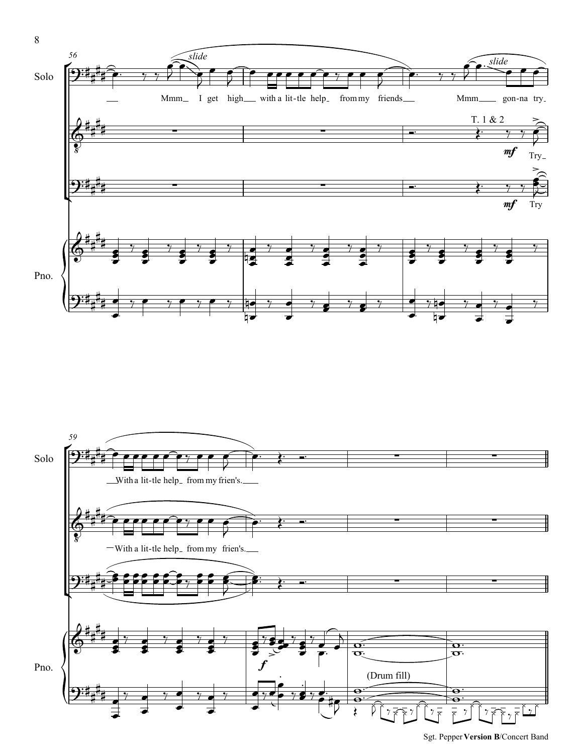Solo

*slide*

Mmm I get high with a lit-tle help from my friends Mmm gon-na try

T. 1 & 2

*mf* Try

*mf* Try

Pno.

Solo

With a lit-tle help from my frien's.

With a lit-tle help from my frien's.

Pno.

*f*

(Drum fill)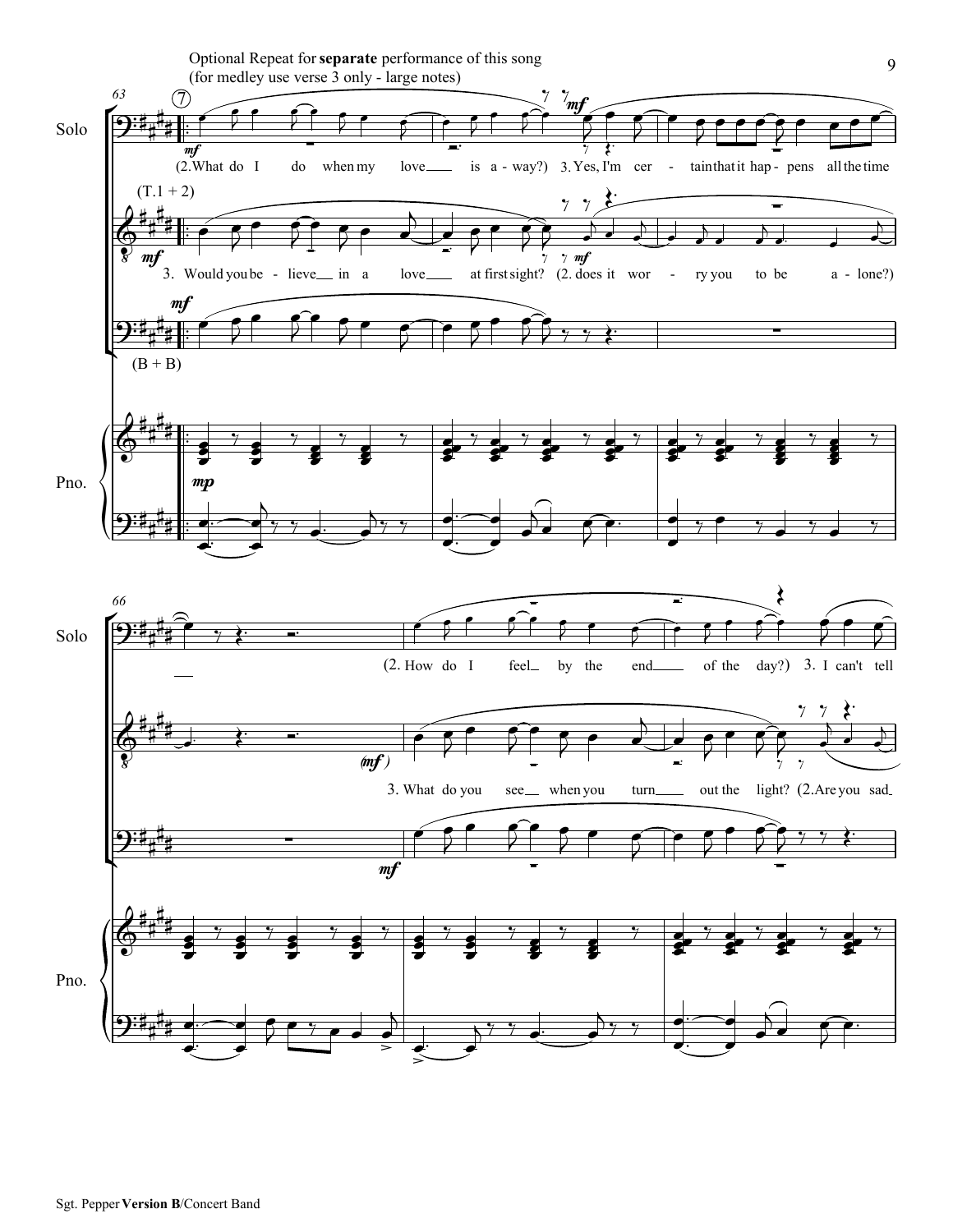Optional Repeat for **separate** performance of this song
(for medley use verse 3 only - large notes)

Solo: (2.What do I do when my love is a-way?) 3. Yes, I'm cer-tain that it hap-pens all the time

(T.1 + 2): 3. Would you be-lieve in a love at first sight? (2. does it wor-ry you to be a-lone?)

(B + B)

Pno.

Solo: (2. How do I feel by the end of the day?) 3. I can't tell

3. What do you see when you turn out the light? (2.Are you sad

Pno.

Sgt. Pepper **Version B**/Concert Band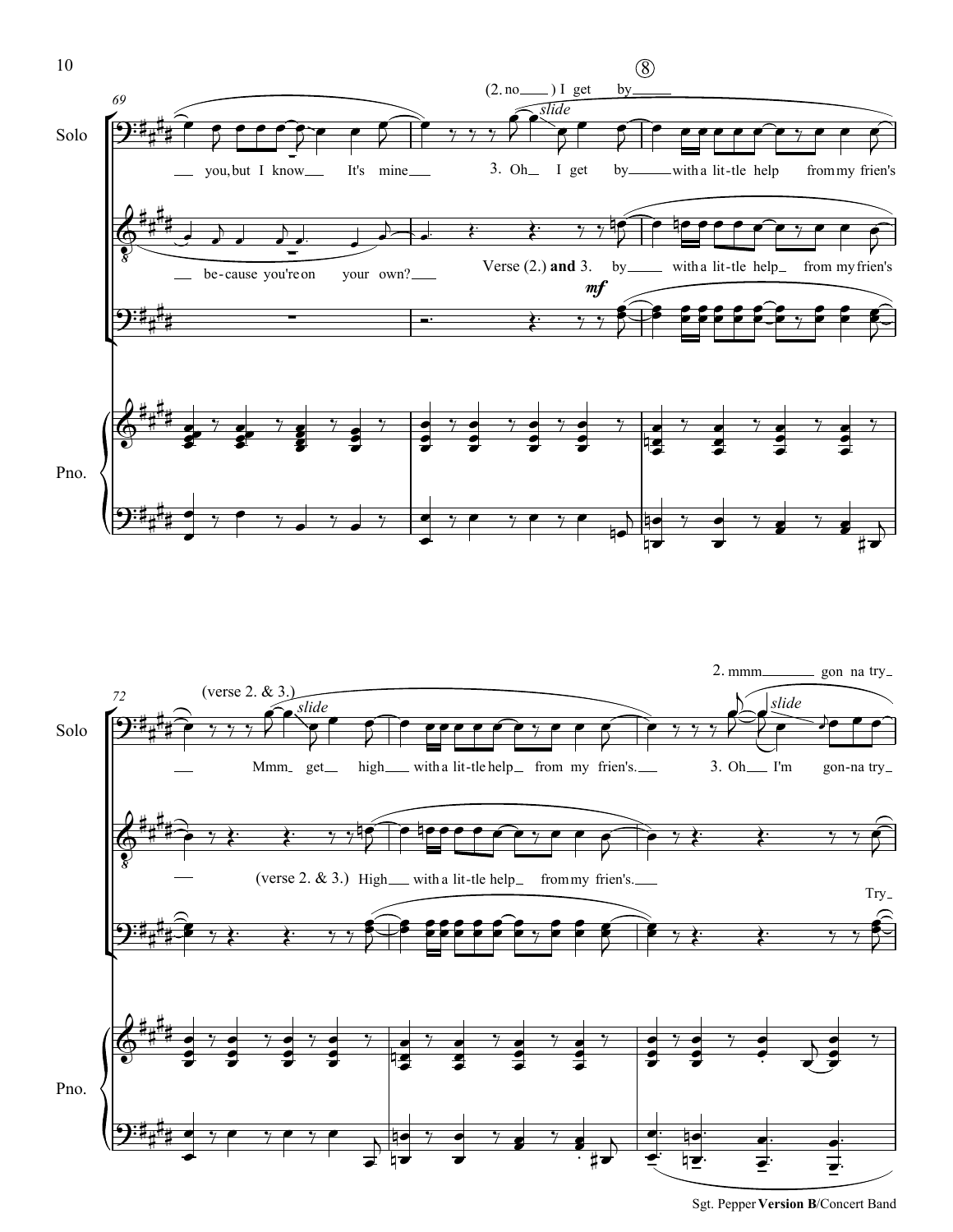⑧

69

Solo: you, but I know It's mine (2. no ) I get by 3. Oh I get by with a lit-tle help from my frien's

*slide*

be-cause you're on your own? Verse (2.) **and** 3. by with a lit-tle help from my frien's

*mf*

Pno.

72

Solo: (verse 2. & 3.) Mmm get high with a lit-tle help from my frien's. 2. mmm gon na try 3. Oh I'm gon-na try

*slide*

(verse 2. & 3.) High with a lit-tle help from my frien's.

Try

Pno.

Sgt. Pepper **Version B**/Concert Band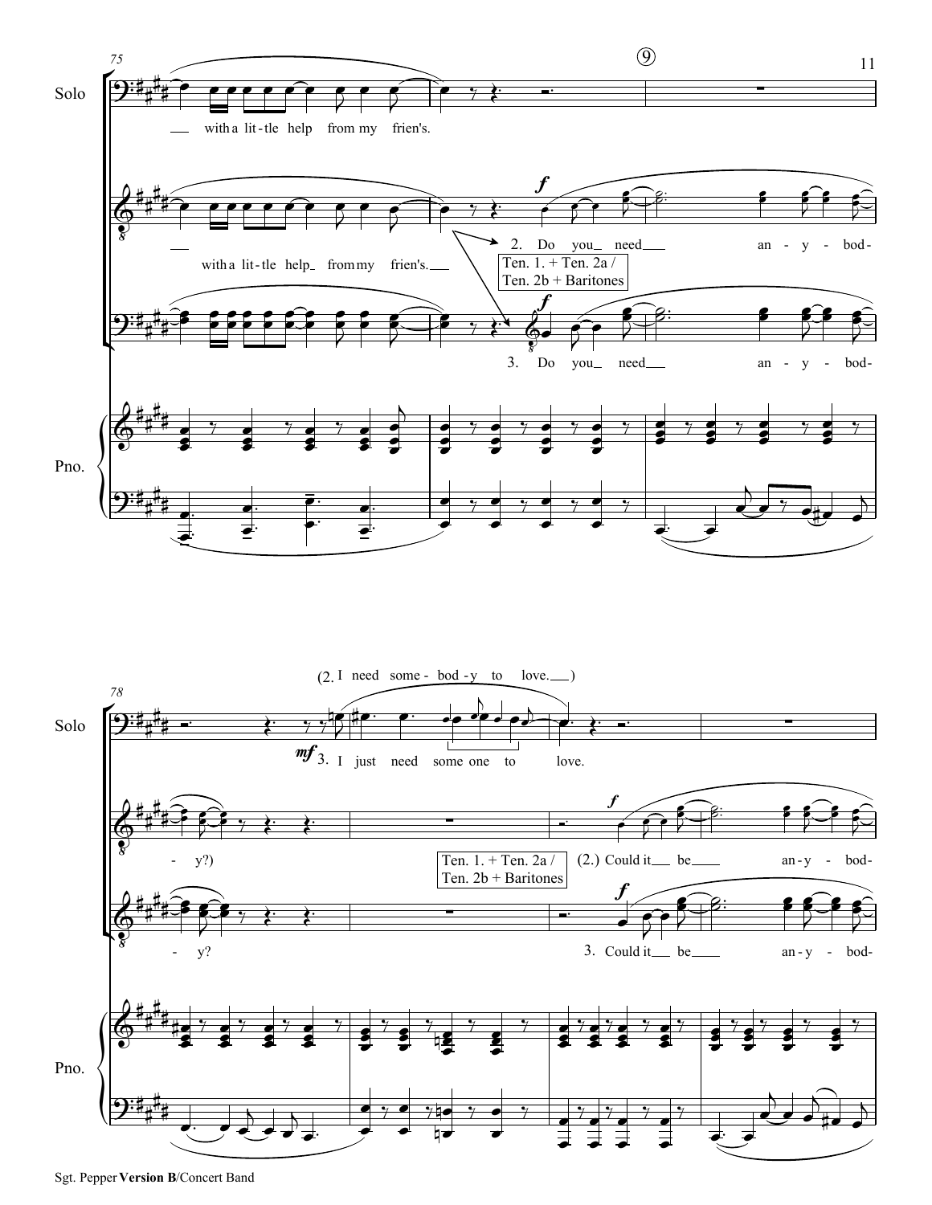75

Solo: with a lit - tle help from my frien's.

with a lit - tle help_ from my frien's.___

2. Do you_ need___ an - y - bod-

Ten. 1. + Ten. 2a / Ten. 2b + Baritones

3. Do you_ need___ an - y - bod-

Pno.

78

Solo: (2. I need some - bod - y to love.___)

3. I just need some one to love.

- y?)

Ten. 1. + Ten. 2a / Ten. 2b + Baritones

(2.) Could it___ be___ an - y - bod-

- y?

3. Could it___ be___ an - y - bod-

Pno.

Sgt. Pepper **Version B**/Concert Band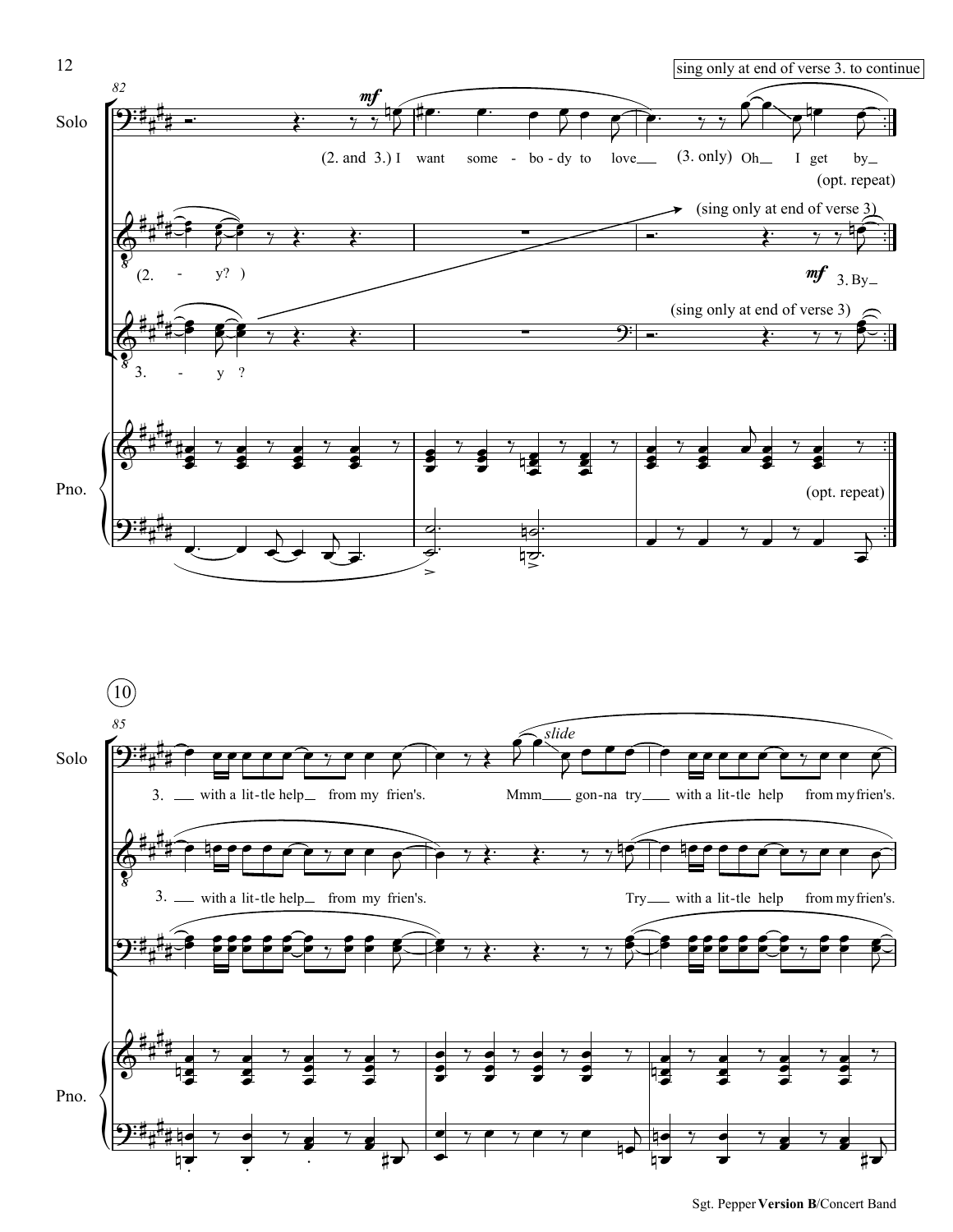sing only at end of verse 3. to continue

82

Solo

*mf*

(2. and 3.) I want some - bo - dy to love (3. only) Oh I get by

(opt. repeat)

(sing only at end of verse 3)

(2. - y? )

*mf* 3. By

(sing only at end of verse 3)

3. - y ?

Pno.

(opt. repeat)

10

85

Solo

*slide*

3. with a lit-tle help from my frien's. Mmm gon-na try with a lit-tle help from my frien's.

3. with a lit-tle help from my frien's. Try with a lit-tle help from my frien's.

Pno.

Sgt. Pepper **Version B**/Concert Band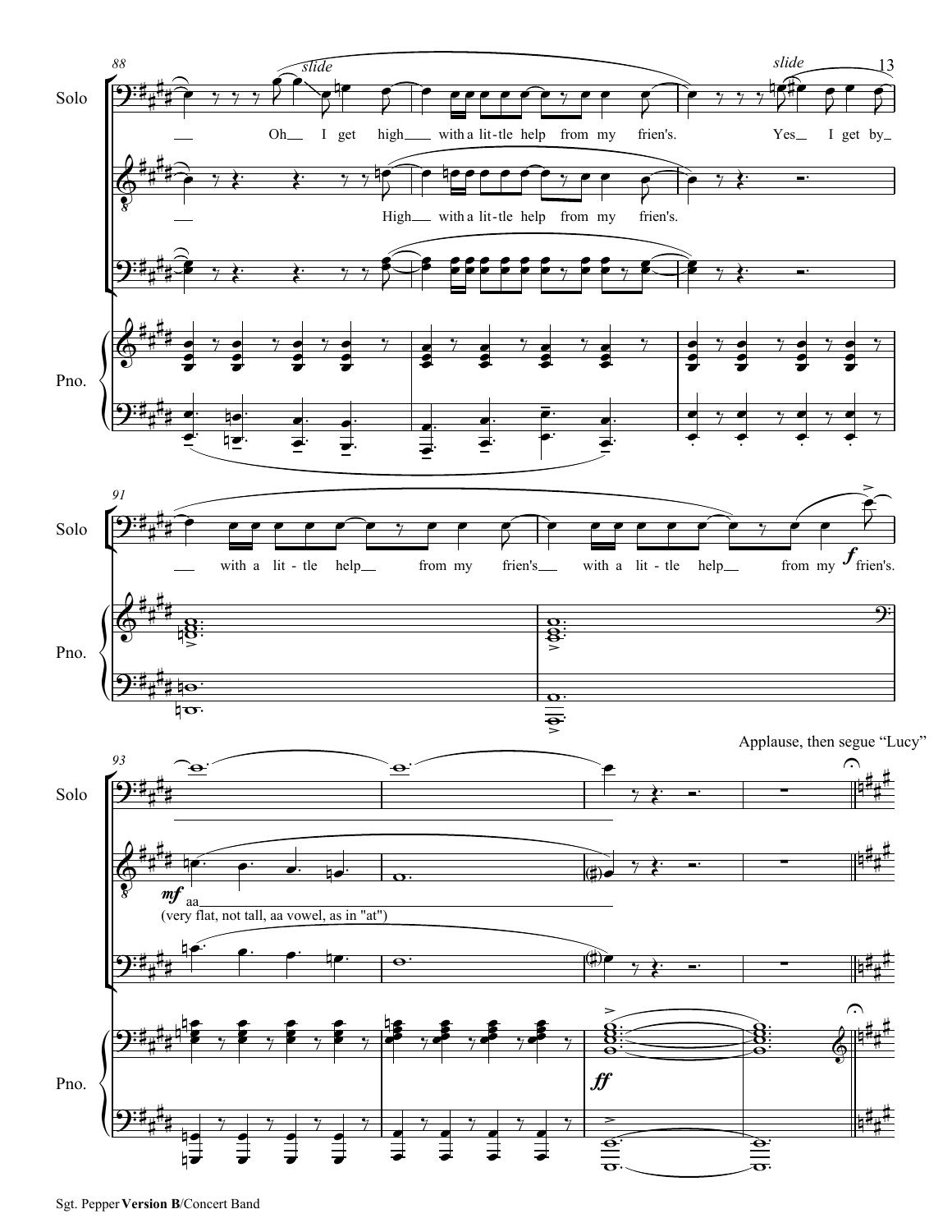88

Solo

Oh I get high with a lit-tle help from my frien's. Yes I get by

High with a lit-tle help from my frien's.

Pno.

91

Solo

with a lit-tle help from my frien's with a lit-tle help from my frien's.

Pno.

Applause, then segue "Lucy"

93

Solo

aa

(very flat, not tall, aa vowel, as in "at")

Pno.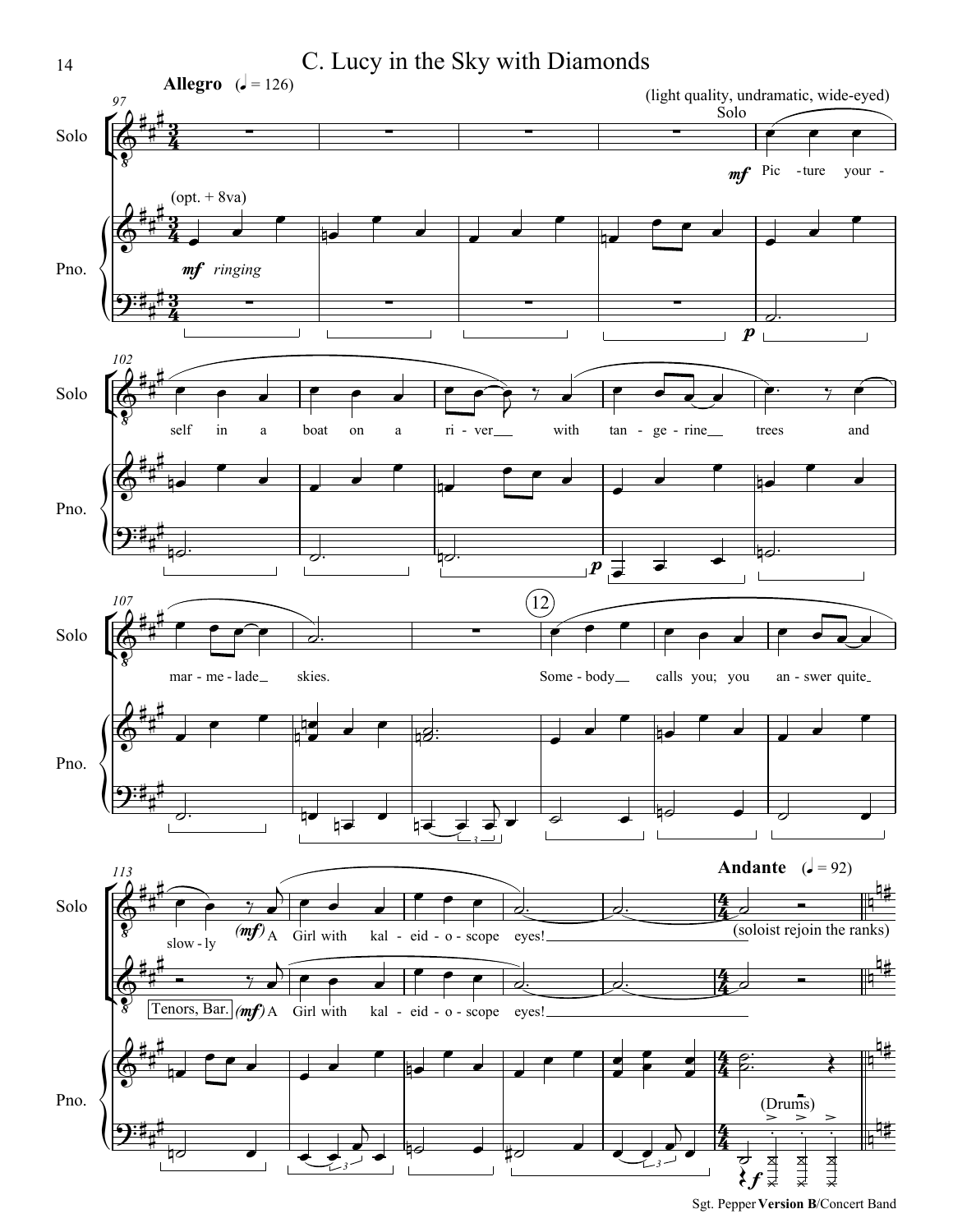# C. Lucy in the Sky with Diamonds

**Allegro** (♩ = 126)

(light quality, undramatic, wide-eyed)

Solo

(opt. + 8va)

*mf* *ringing*

*mf* Pic - ture your - self in a boat on a ri - ver with tan - ge - rine trees and mar - me - lade skies.

12

Some - body calls you; you an - swer quite slow - ly

*(mf)* A Girl with kal - eid - o - scope eyes!

Tenors, Bar. *(mf)* A Girl with kal - eid - o - scope eyes!

**Andante** (♩ = 92)

(soloist rejoin the ranks)

(Drums)

Sgt. Pepper **Version B**/Concert Band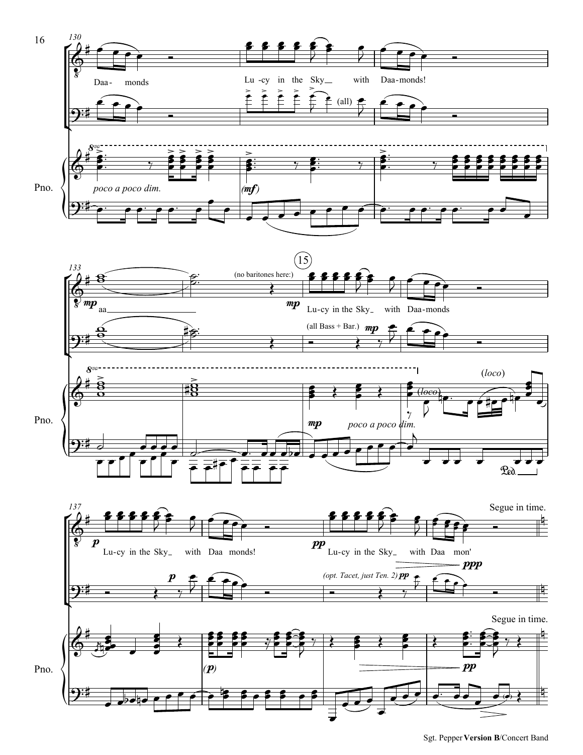Daa- monds

Lu-cy in the Sky with Daa-monds!

(all)

*poco a poco dim.*

*(mf)*

aa

(no baritones here:)

Lu-cy in the Sky with Daa-monds

(all Bass + Bar.)

*poco a poco dim.*

(*loco*)

Lu-cy in the Sky with Daa monds!

*(p)*

Lu-cy in the Sky with Daa mon'

(opt. Tacet, just Ten. 2)

Segue in time.

Sgt. Pepper **Version B**/Concert Band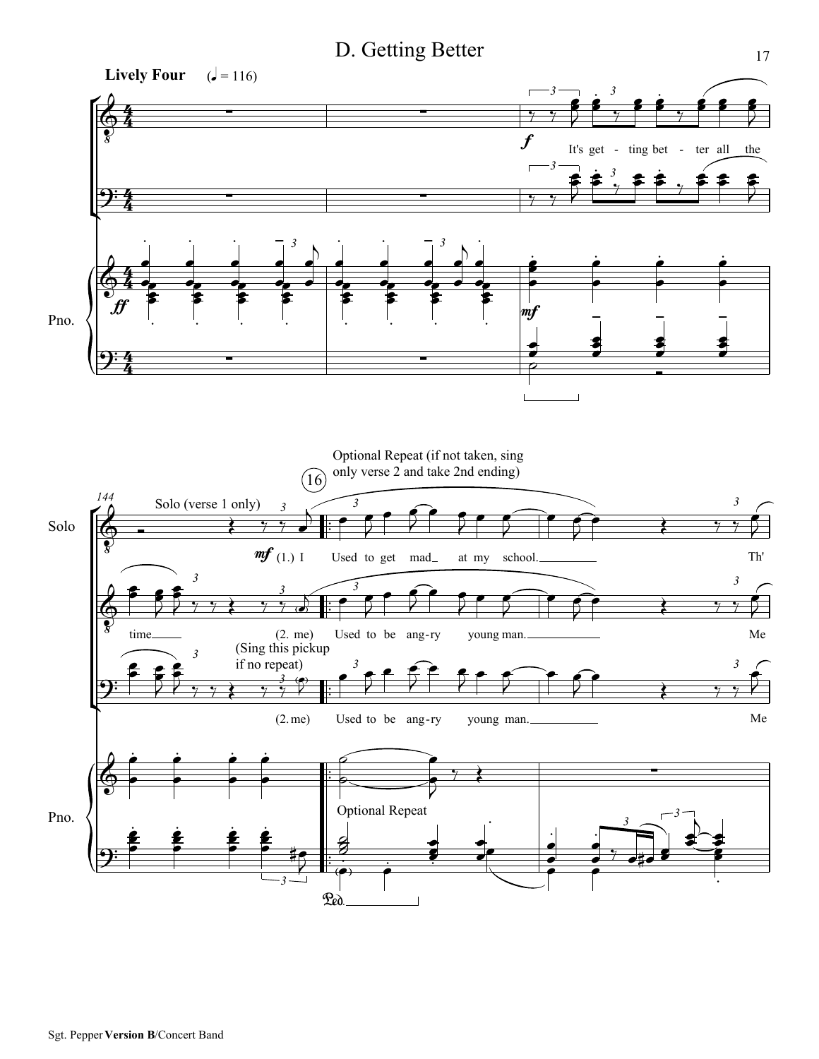# D. Getting Better

**Lively Four** (♩ = 116)

It's get - ting bet - ter all the time

Solo (verse 1 only)

Optional Repeat (if not taken, sing only verse 2 and take 2nd ending)

(1.) I Used to get mad at my school. Th'

(2. me) Used to be ang-ry young man. Me

(Sing this pickup if no repeat)

(2. me) Used to be ang-ry young man. Me

Optional Repeat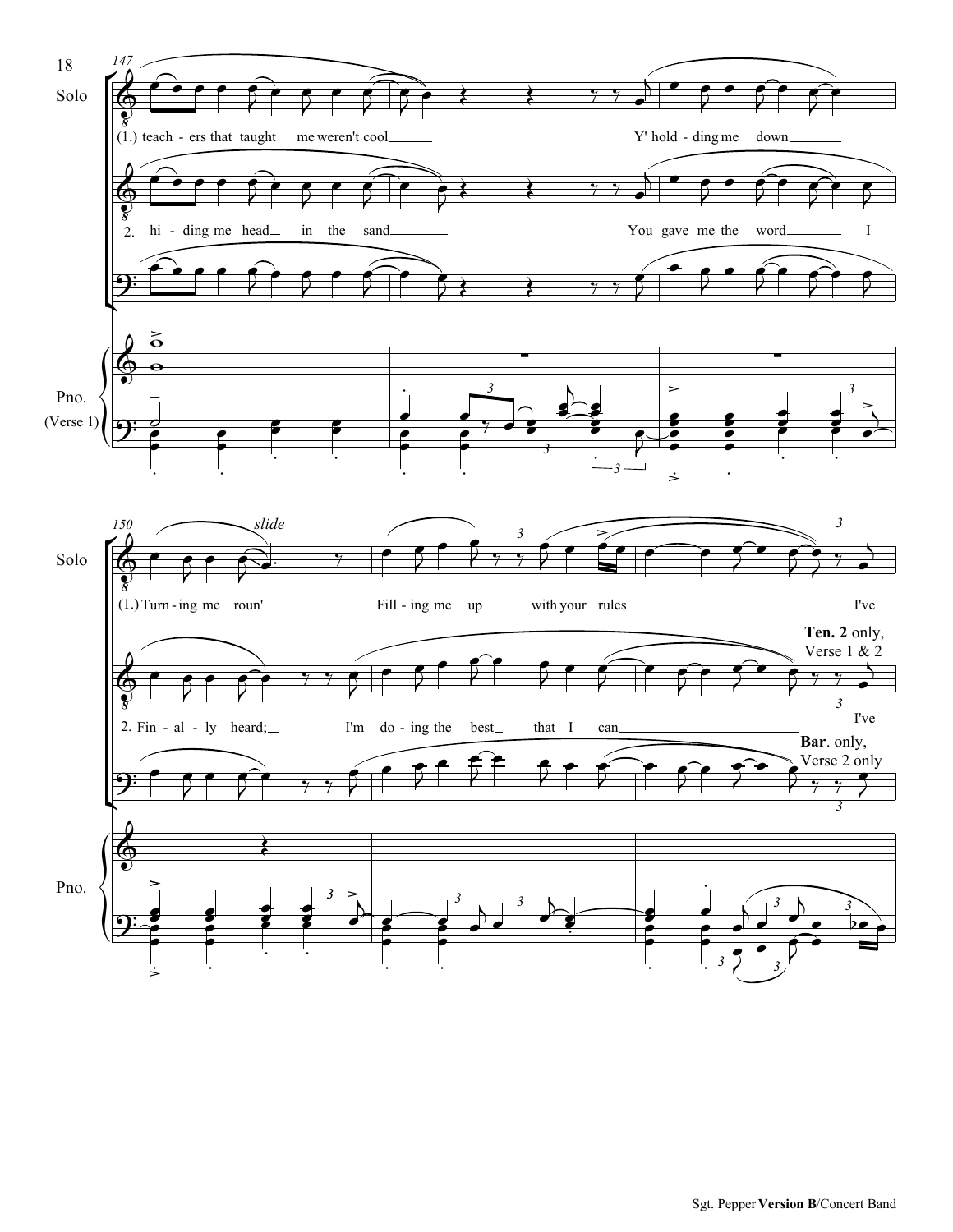Solo

(1.) teach - ers that taught me weren't cool Y' hold - ding me down

2. hi - ding me head in the sand You gave me the word I

Pno. (Verse 1)

(1.) Turn - ing me roun' *slide* Fill - ing me up with your rules I've

2. Fin - al - ly heard; I'm do - ing the best that I can I've

**Ten. 2** only, Verse 1 & 2

**Bar**. only, Verse 2 only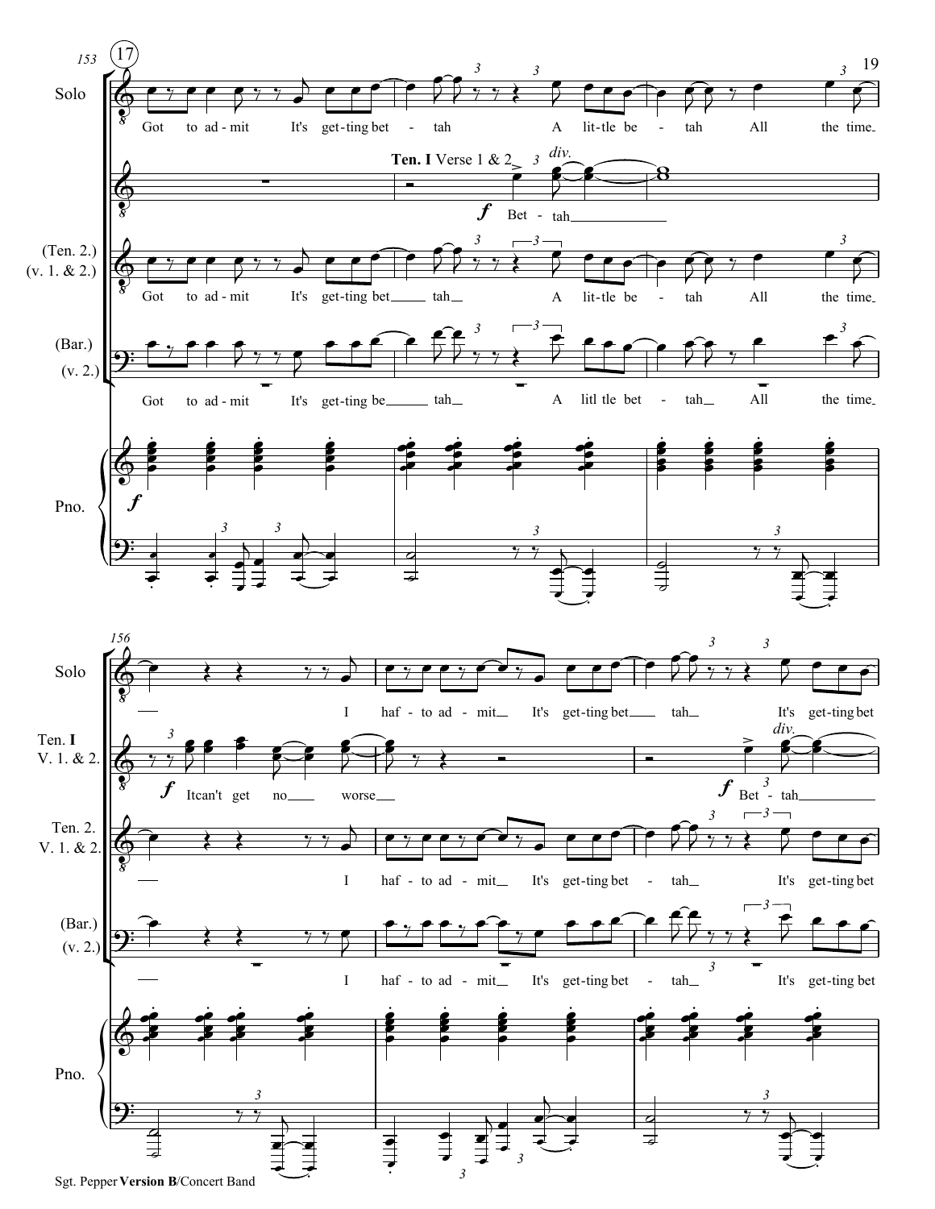153 (17)

**Solo**
Got to ad - mit It's get - ting bet - tah A lit - tle be - tah All the time

**Ten. I** Verse 1 & 2 *div.*
*f* Bet - tah

**(Ten. 2.) (v. 1. & 2.)**
Got to ad - mit It's get - ting bet tah A lit - tle be - tah All the time

**(Bar.) (v. 2.)**
Got to ad - mit It's get - ting be tah A litl tle bet - tah All the time

**Pno.**
*f*

156

**Solo**
I haf - to ad - mit It's get - ting bet tah It's get - ting bet

**Ten. I V. 1. & 2.**
*f* It can't get no worse
*div.*
*f* Bet - tah

**Ten. 2. V. 1. & 2.**
I haf - to ad - mit It's get - ting bet - tah It's get - ting bet

**(Bar.) (v. 2.)**
I haf - to ad - mit It's get - ting bet - tah It's get - ting bet

**Pno.**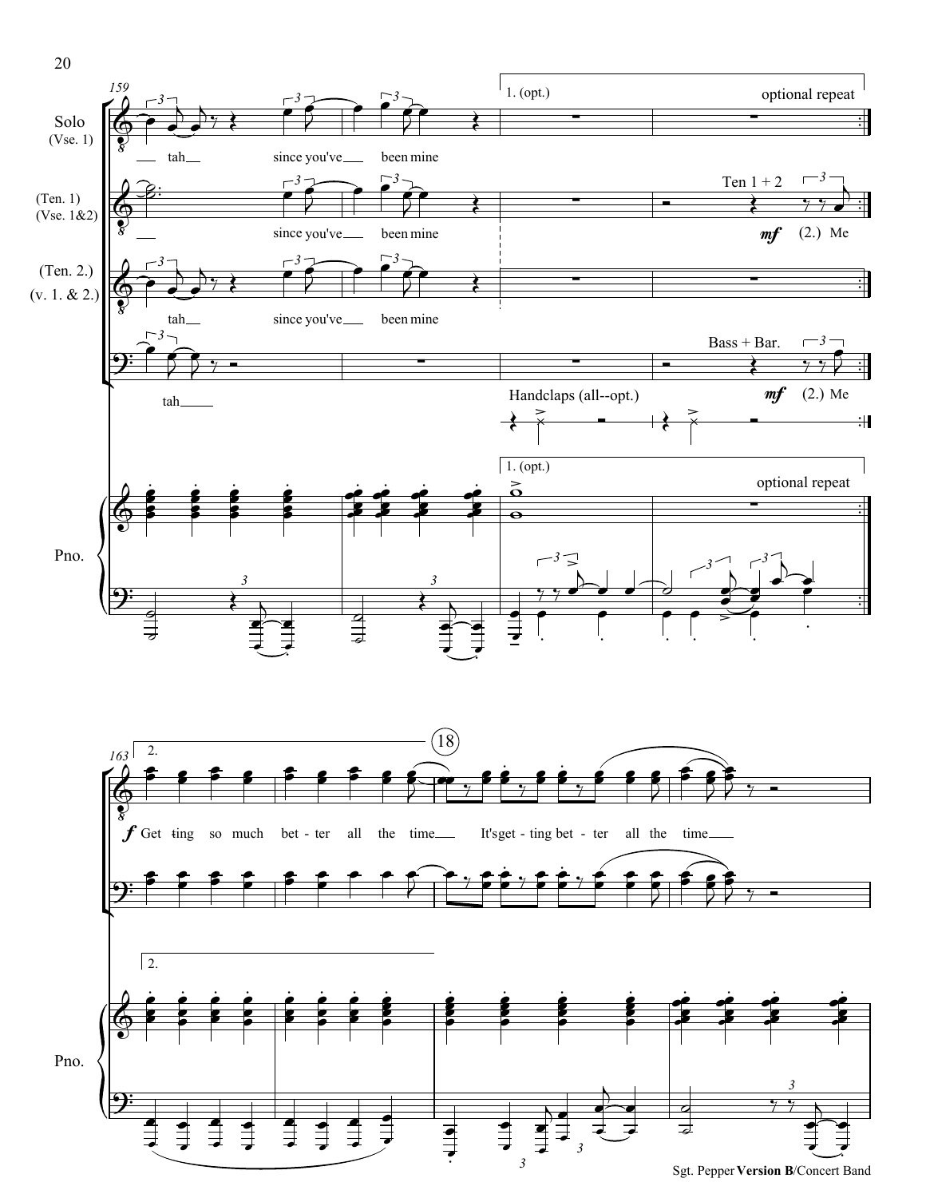Solo (Vse. 1)

(Ten. 1) (Vse. 1&2)

(Ten. 2.) (v. 1. & 2.)

Pno.

1. (opt.) optional repeat

tah since you've been mine

since you've been mine

Ten 1 + 2

*mf* (2.) Me

tah since you've been mine

Bass + Bar.

tah

Handclaps (all--opt.)

*mf* (2.) Me

2.

18

*f* Get - ting so much bet - ter all the time It's get - ting bet - ter all the time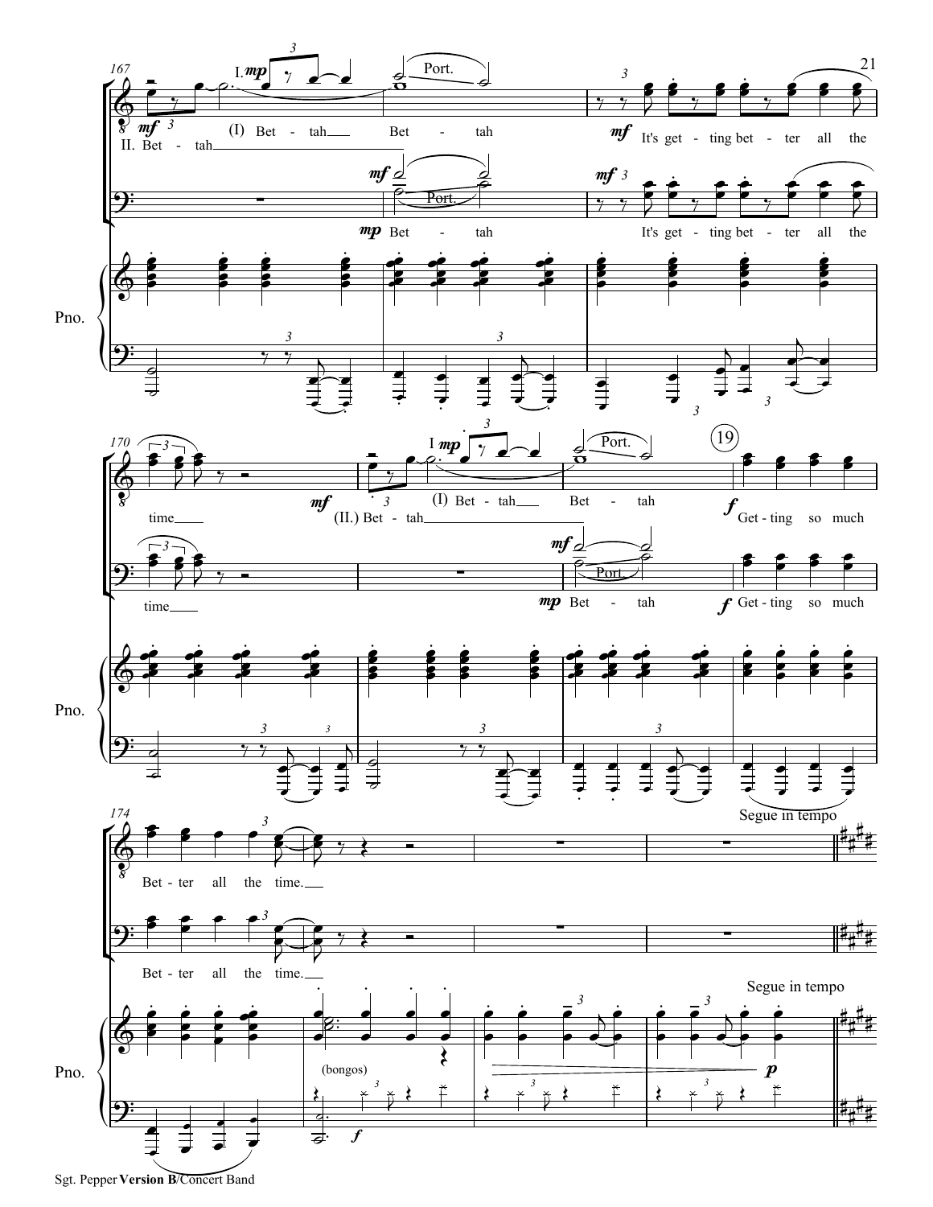I. Bet - tah Bet - tah

II. Bet - tah

It's get - ting bet - ter all the

Bet - tah

It's get - ting bet - ter all the

Pno.

time

I Bet - tah Bet - tah

(II.) Bet - tah

19

Get - ting so much

time

Bet - tah

Get - ting so much

Pno.

Bet - ter all the time.

Bet - ter all the time.

Segue in tempo

(bongos)

Segue in tempo

Pno.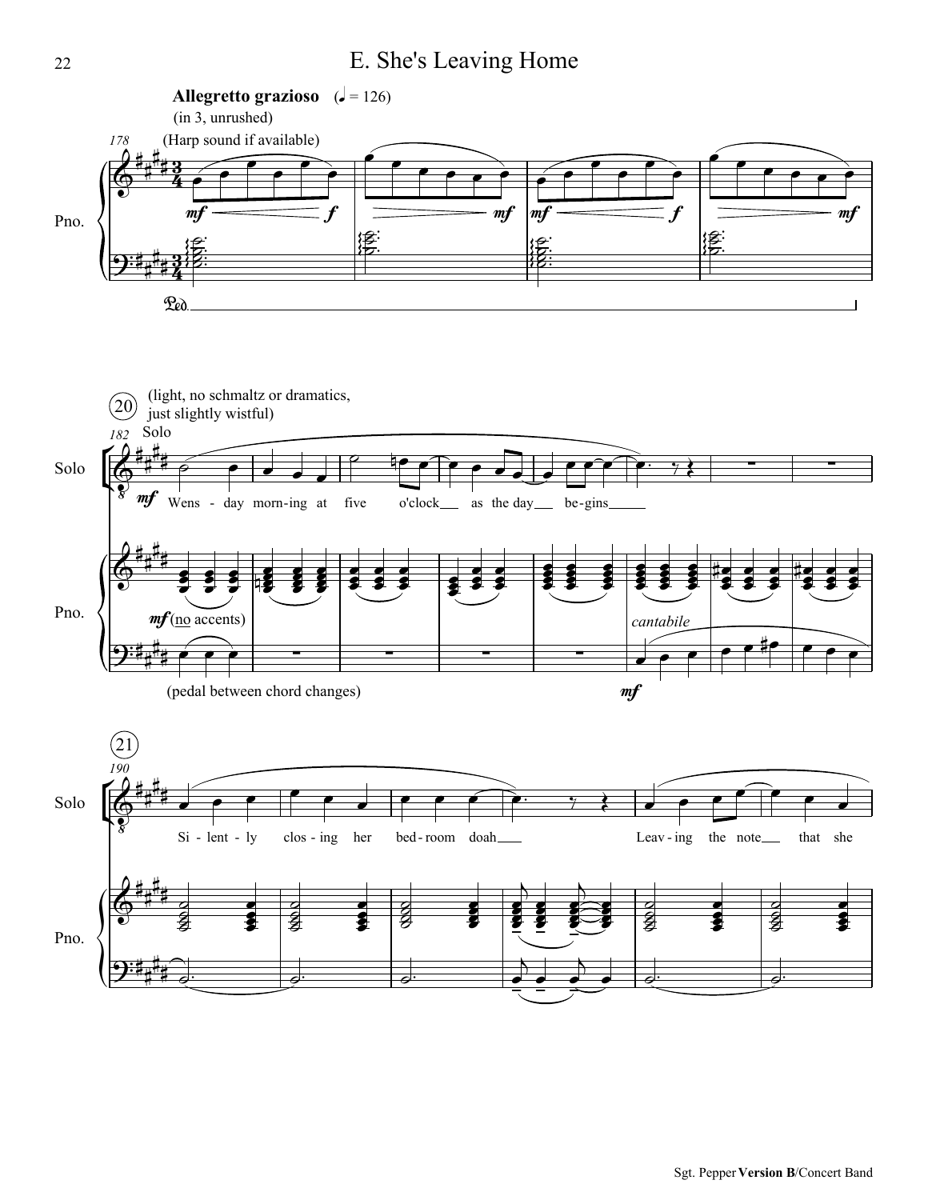# E. She's Leaving Home

**Allegretto grazioso** (♩ = 126)

(in 3, unrushed)

(Harp sound if available)

(light, no schmaltz or dramatics, just slightly wistful)

Solo

Wens - day morn-ing at five o'clock as the day be-gins

*mf* (no accents)

*cantabile*

(pedal between chord changes)

Si - lent - ly clos - ing her bed - room doah

Leav - ing the note that she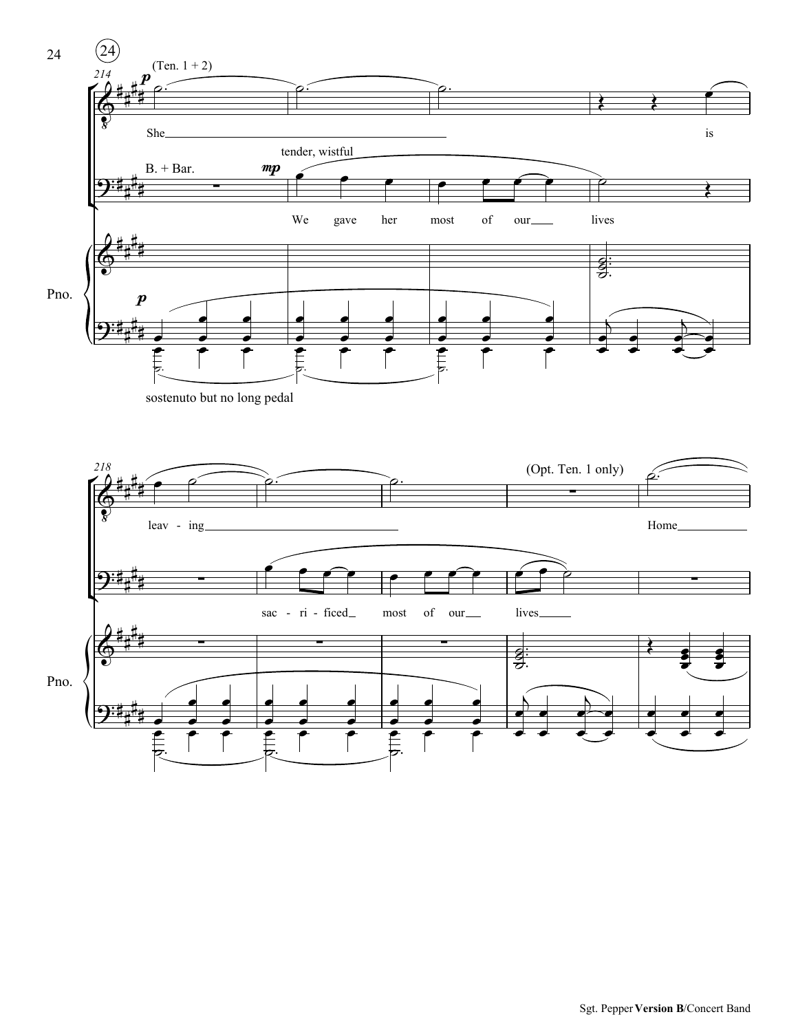(Ten. 1 + 2)

She ___ is leav - ing ___

B. + Bar.

tender, wistful

We gave her most of our ___ lives

sac - ri - ficed ___ most of our ___ lives ___

(Opt. Ten. 1 only)

Home ___

Pno.

sostenuto but no long pedal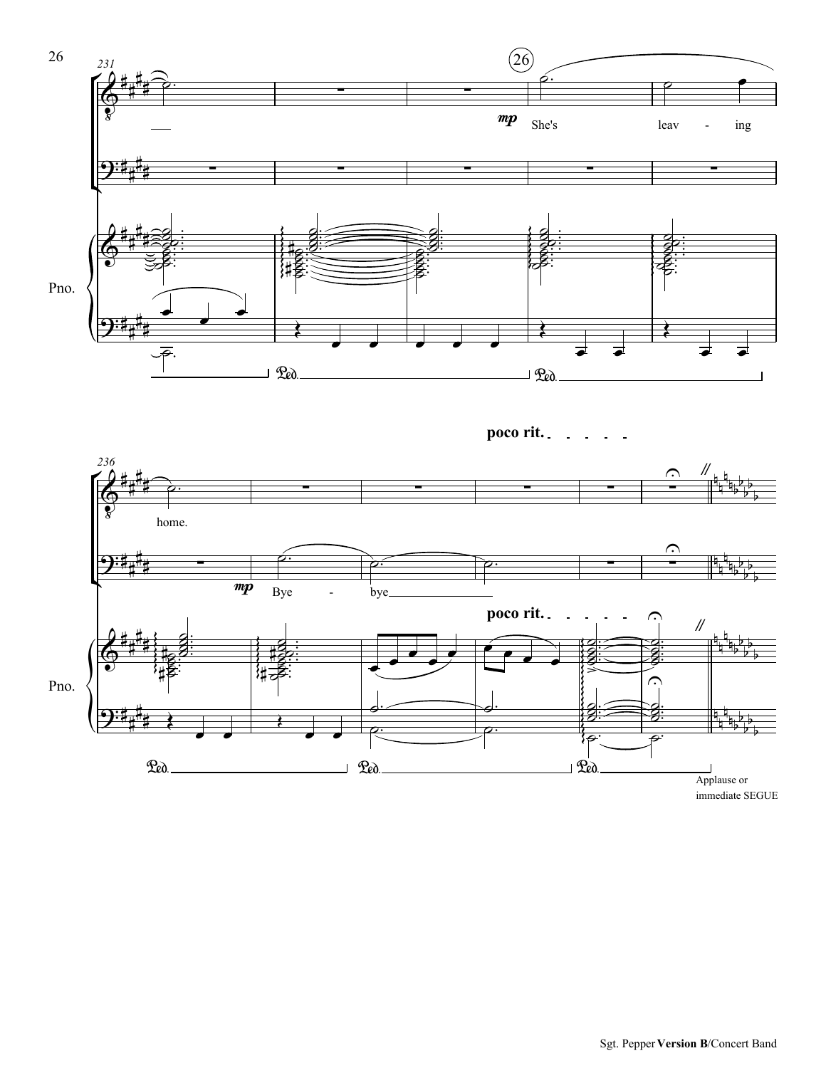poco rit.

Applause or immediate SEGUE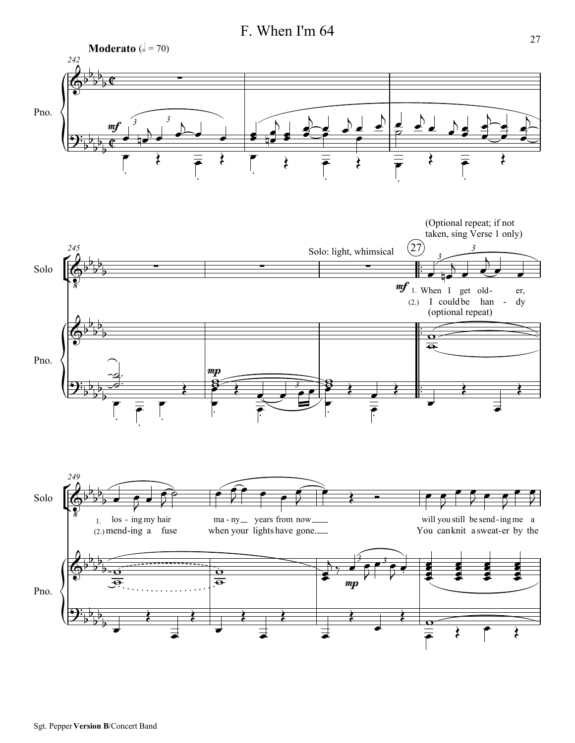# F. When I'm 64

**Moderato** (𝅗𝅥 = 70)

Solo: light, whimsical

(Optional repeat; if not taken, sing Verse 1 only)

27

1. When I get old - er, los - ing my hair ma - ny years from now will you still be send - ing me a

(2.) I could be han - dy mend - ing a fuse when your lights have gone. You can knit a sweat - er by the

(optional repeat)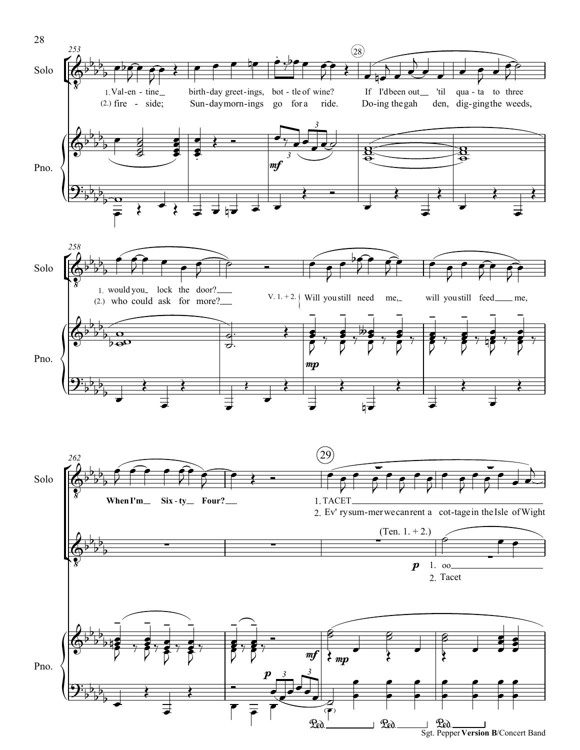Solo

1. Val-en - tine_ birth-day greet-ings, bot - tle of wine? If I'd been out_ 'til qua - ta to three
(2.) fire - side; Sun-day morn-ings go for a ride. Do-ing the gah den, dig-ging the weeds,

Pno.

*mf*

Solo

1. would you_ lock the door?___
(2.) who could ask for more?___

V. 1. + 2. { Will you still need me,_ will you still feed___ me,

Pno.

*mp*

Solo

When I'm_ Six - ty_ Four?___

1. TACET
2. Ev' ry sum-mer we can rent a cot-tage in the Isle of Wight

(Ten. 1. + 2.)

*p* 1. oo
2. Tacet

Pno.

*p* *mf* *mp*

Ped. Ped. Ped.

Sgt. Pepper **Version B**/Concert Band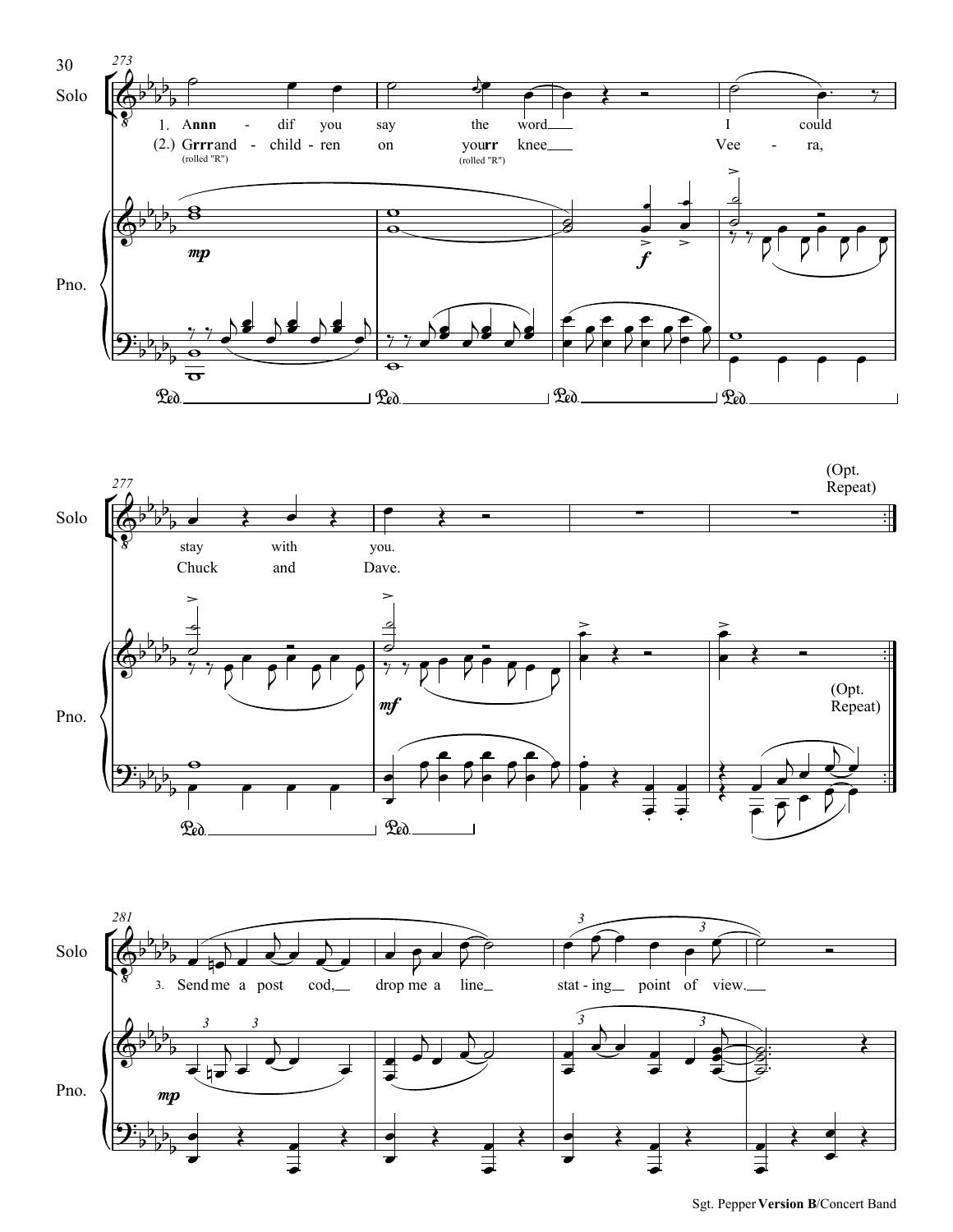Solo

Pno.

1. Annn - dif you say the word I could stay with you.

(2.) Grrrand - child - ren on yourr knee Vee - ra, Chuck and Dave.

(rolled "R") (rolled "R")

*mp* *f* *mf*

(Opt. Repeat)

3. Send me a post cod, drop me a line stat - ing point of view.

*mp*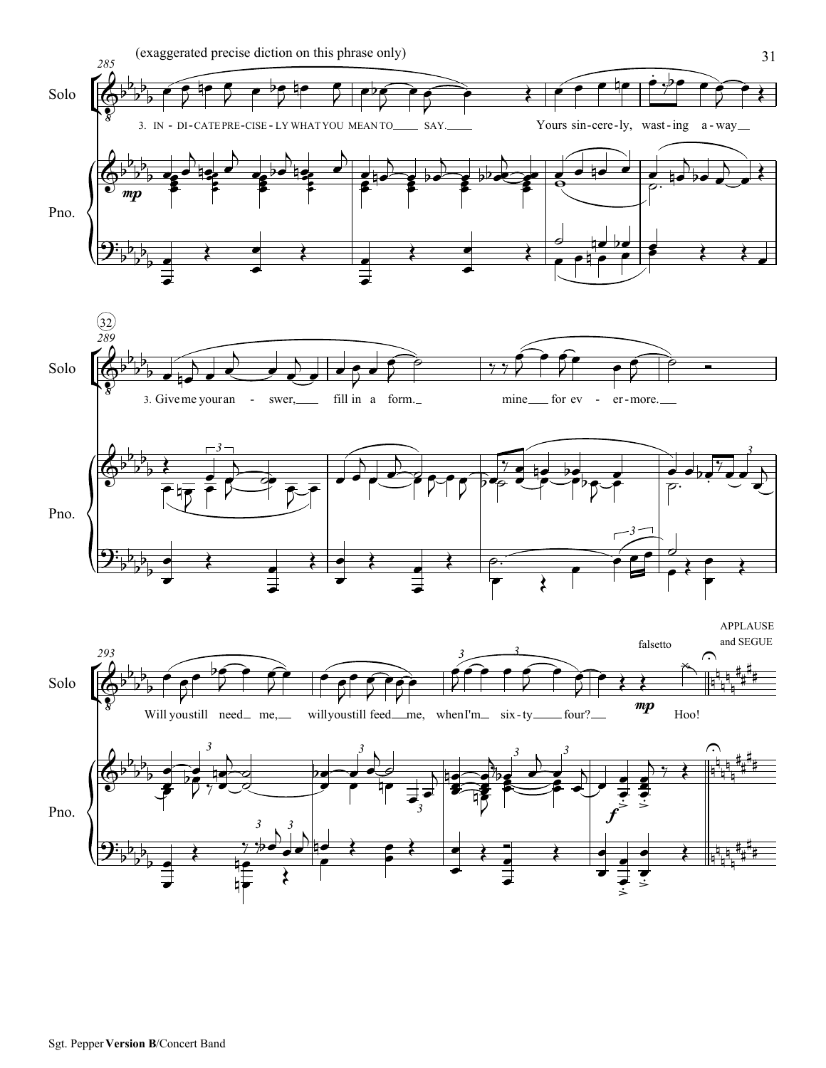(exaggerated precise diction on this phrase only)

285

Solo

3. IN - DI - CATE PRE - CISE - LY WHAT YOU MEAN TO ___ SAY. ___ Yours sin - cere - ly, wast - ing a - way ___

Pno.

*mp*

32

289

3. Give me your an - swer, ___ fill in a form. ___ mine ___ for ev - er - more. ___

293

Will you still need ___ me, ___ will you still feed ___ me, when I'm ___ six - ty ___ four? ___

falsetto

*mp*

Hoo!

APPLAUSE and SEGUE

*f*

Sgt. Pepper **Version B**/Concert Band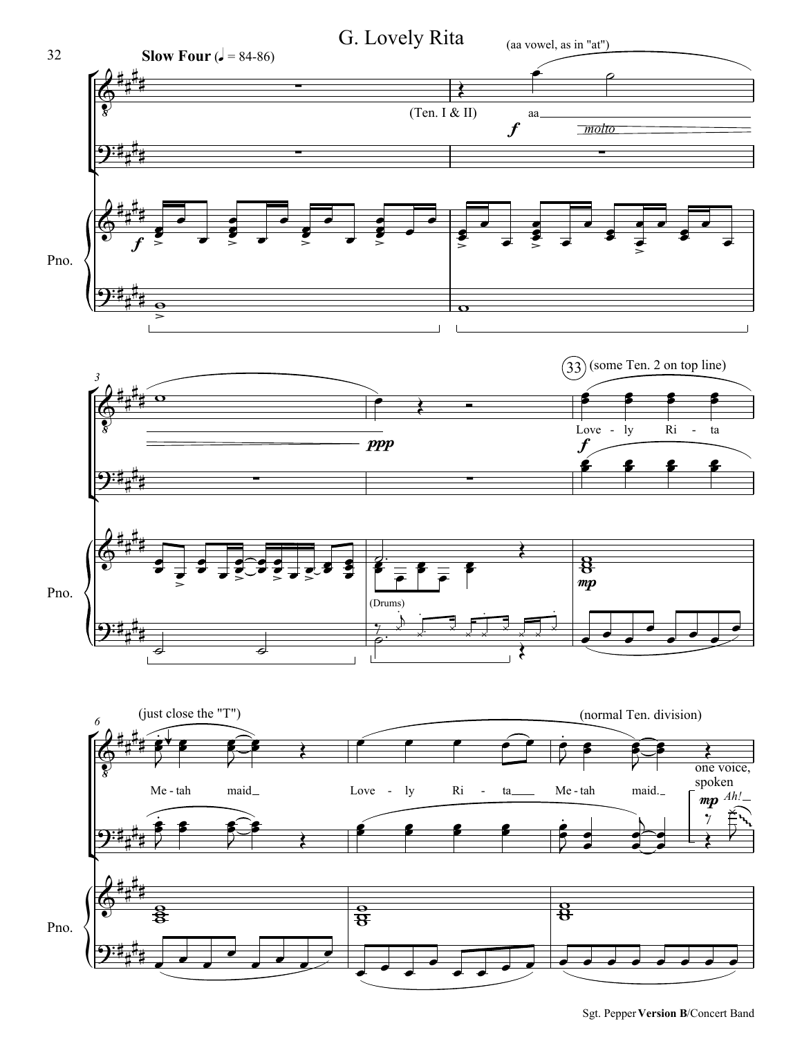# G. Lovely Rita

**Slow Four** (♩ = 84-86)

(aa vowel, as in "at")

(Ten. I & II)

aa

*molto*

(some Ten. 2 on top line)

Love - ly Ri - ta

(Drums)

(just close the "T")

Me - tah maid

Love - ly Ri - ta Me - tah maid.

(normal Ten. division)

one voice, spoken

*Ah!*

Pno.

Sgt. Pepper **Version B**/Concert Band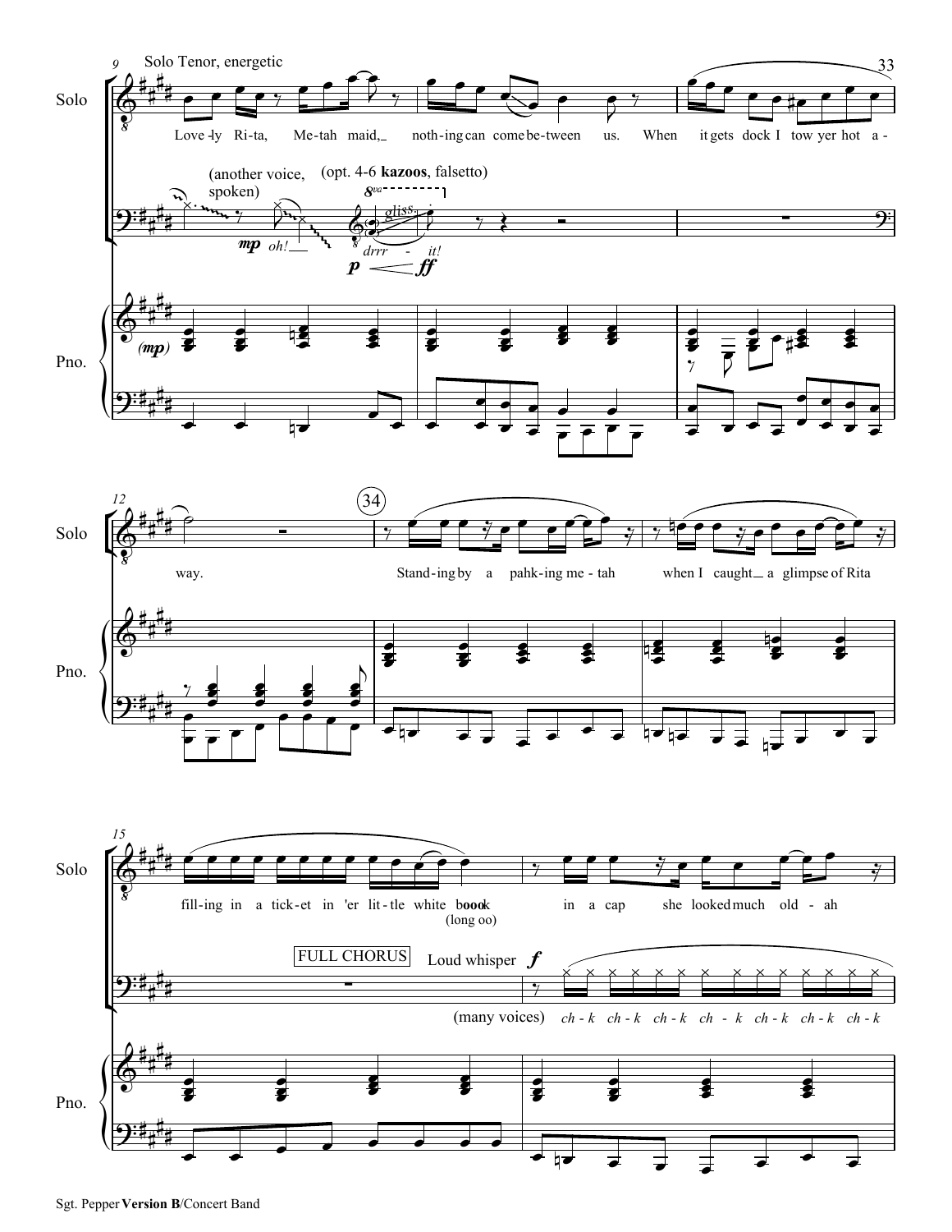Solo Tenor, energetic

Solo: Love-ly Ri-ta, Me-tah maid, noth-ing can come be-tween us. When it gets dock I tow yer hot a-way.

(another voice, spoken) *mp* *oh!*

(opt. 4-6 **kazoos**, falsetto) 8va gliss. *drrr - it!* *p* < *ff*

Pno. (*mp*)

(34)

Solo: Stand-ing by a pahk-ing me-tah when I caught a glimpse of Rita fill-ing in a tick-et in 'er lit-tle white b**ooo**k (long oo) in a cap she looked much old-ah

FULL CHORUS Loud whisper *f*

(many voices) *ch-k ch-k ch-k ch-k ch-k ch-k ch-k*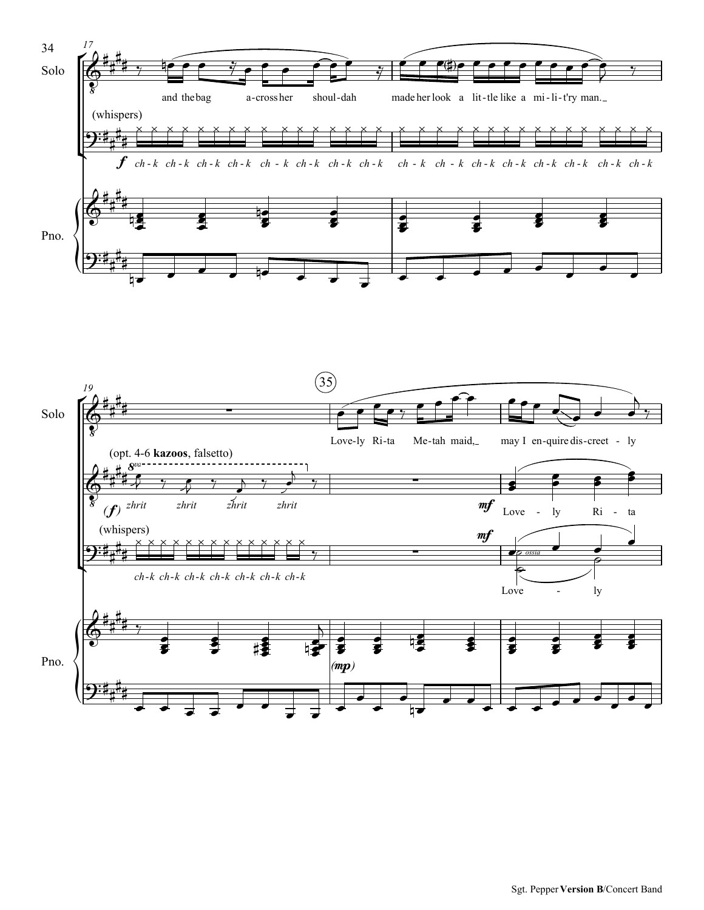17

Solo: and the bag a-cross her shoul-dah made her look a lit-tle like a mi-li-t'ry man.

(whispers)

*f* ch-k ch-k ch-k ch-k ch-k ch-k ch-k ch-k ch-k ch-k ch-k ch-k ch-k ch-k ch-k ch-k

Pno.

19

35

Solo: Love-ly Ri-ta Me-tah maid, may I en-quire dis-creet-ly

(opt. 4-6 **kazoos**, falsetto)

(*f*) zhrit zhrit zhrit zhrit

*mf* Love - ly Ri - ta

(whispers)

ch-k ch-k ch-k ch-k ch-k ch-k ch-k

*mf* ossia

Love - ly

Pno.

(*mp*)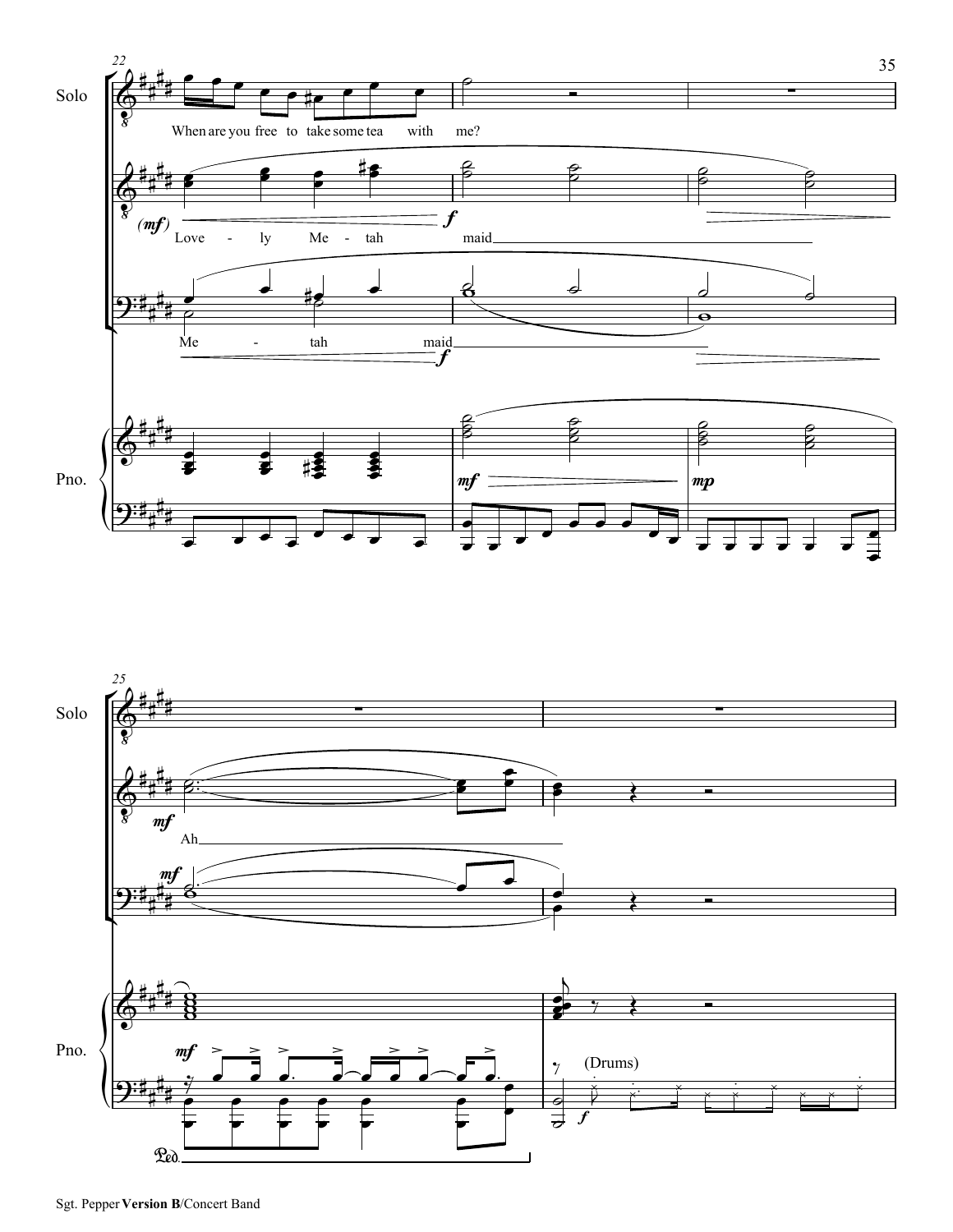Solo: When are you free to take some tea with me?

Love - ly Me - tah maid

Me - tah maid

Ah

(Drums)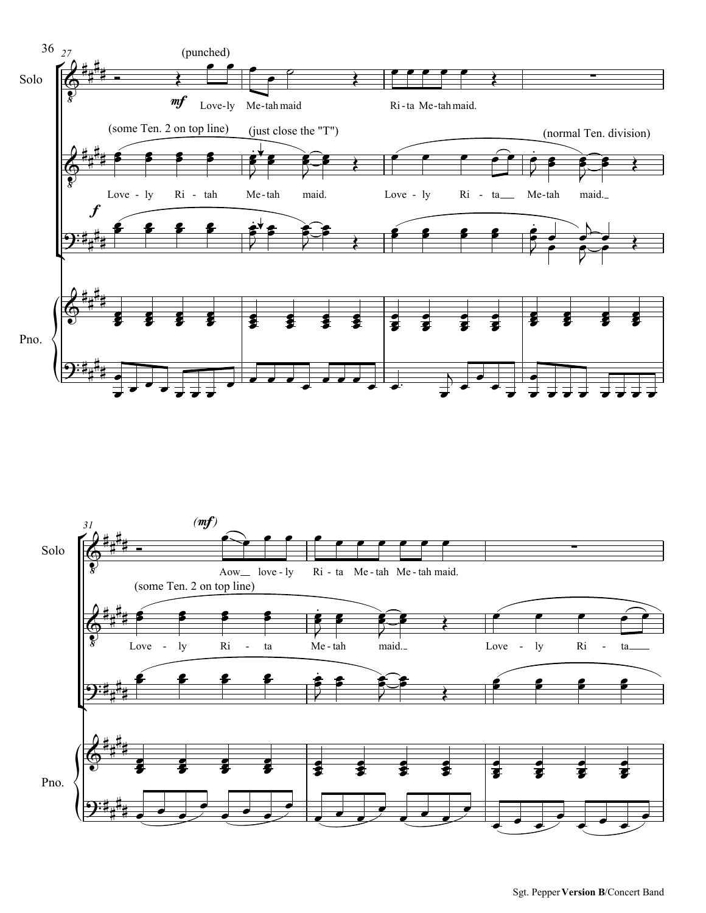27

Solo

(punched)

*mf*

Love-ly Me-tah maid Ri-ta Me-tah maid.

(some Ten. 2 on top line)

(just close the "T")

(normal Ten. division)

Love - ly Ri - tah Me-tah maid. Love - ly Ri - ta__ Me-tah maid._

*f*

Pno.

31

Solo

(*mf*)

Aow__ love - ly Ri - ta Me - tah Me - tah maid.

(some Ten. 2 on top line)

Love - ly Ri - ta Me - tah maid._ Love - ly Ri - ta___

Pno.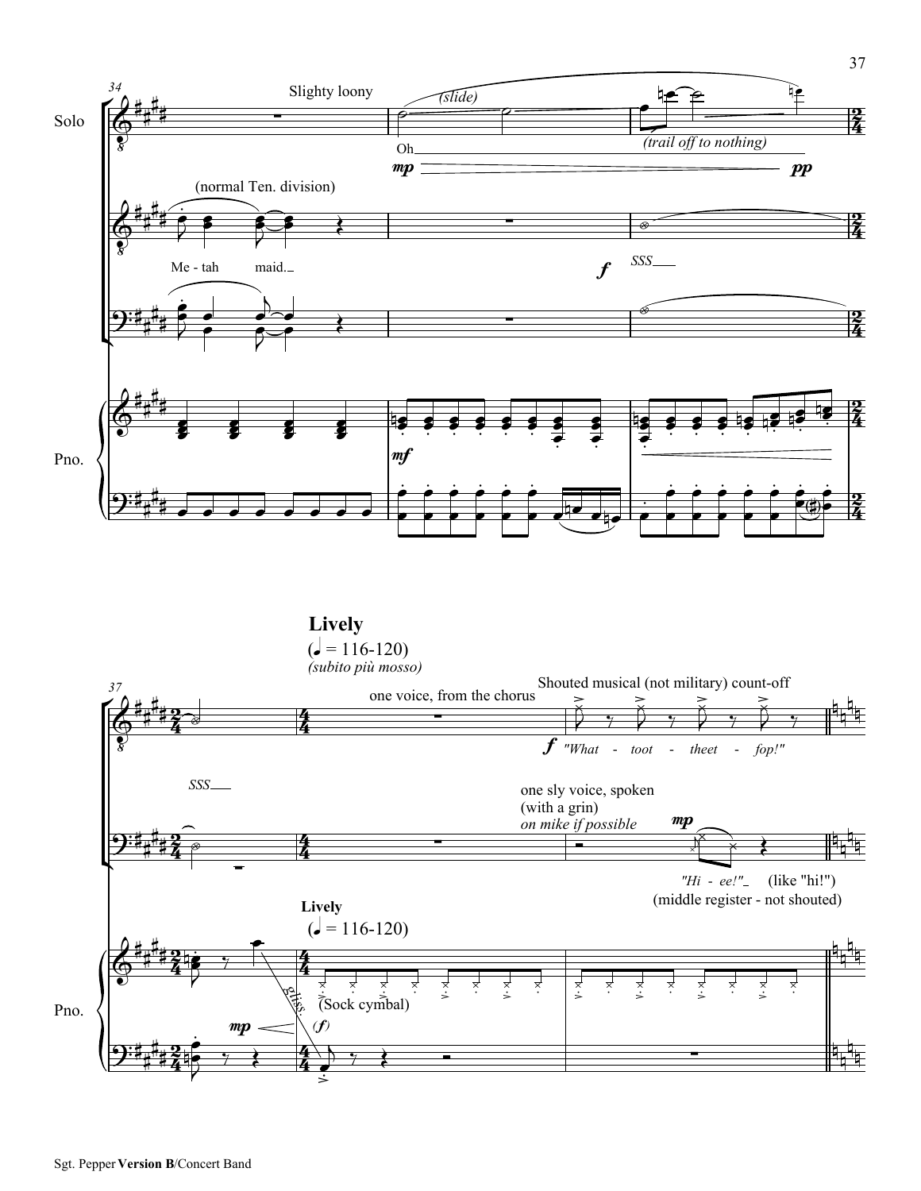Slighty loony

(slide)

Oh

(trail off to nothing)

(normal Ten. division)

Me - tah maid.

SSS

**Lively**

(♩ = 116-120)

*(subito più mosso)*

one voice, from the chorus

Shouted musical (not military) count-off

"What - toot - theet - fop!"

SSS

one sly voice, spoken (with a grin)

*on mike if possible*

"Hi - ee!" (like "hi!")

(middle register - not shouted)

**Lively**

(♩ = 116-120)

(Sock cymbal)

gliss.

Sgt. Pepper **Version B**/Concert Band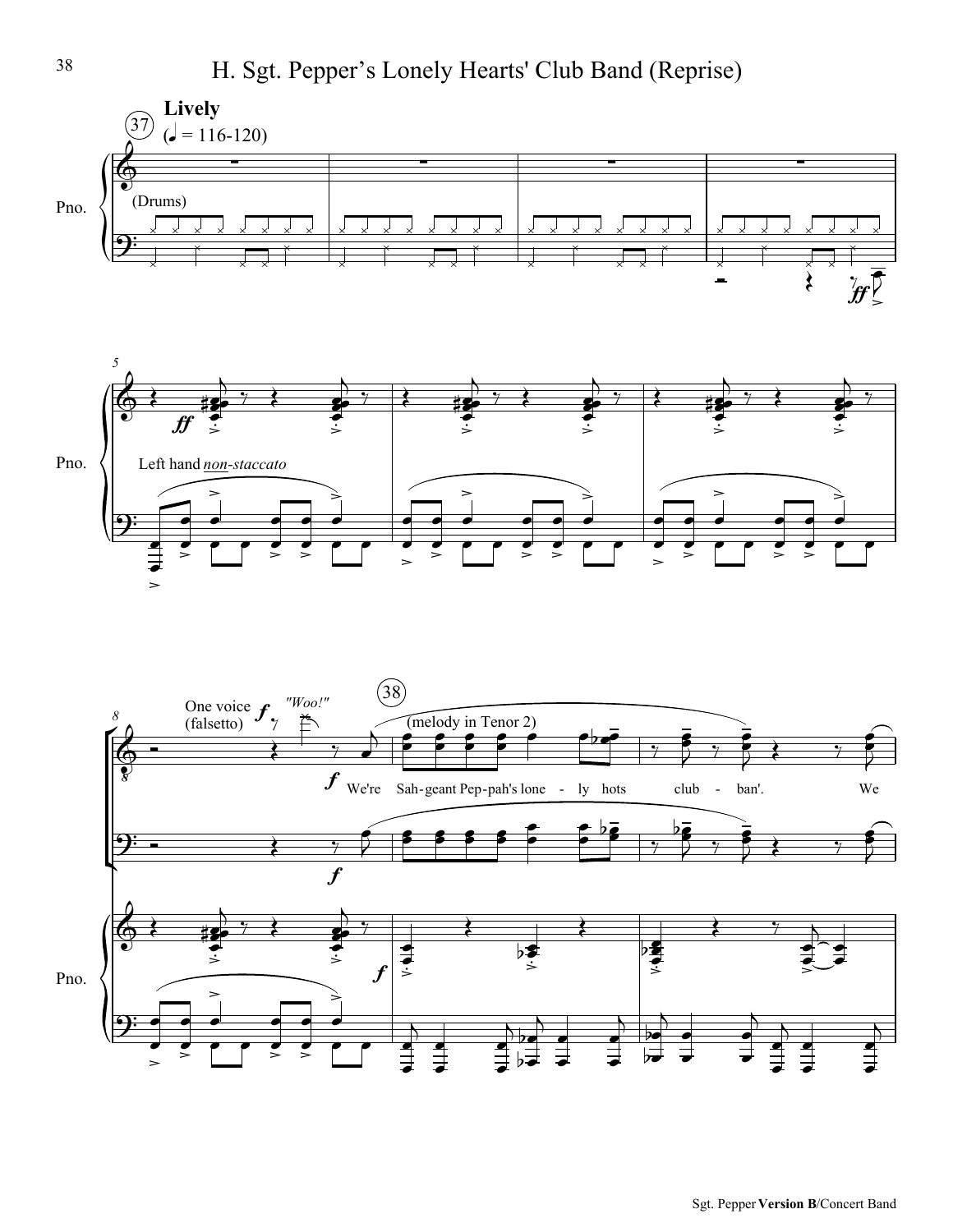# H. Sgt. Pepper's Lonely Hearts' Club Band (Reprise)

**Lively**

(♩ = 116-120)

(Drums)

Left hand *non-staccato*

One voice (falsetto)

"Woo!"

(melody in Tenor 2)

We're Sah-geant Pep-pah's lone - ly hots club - ban'. We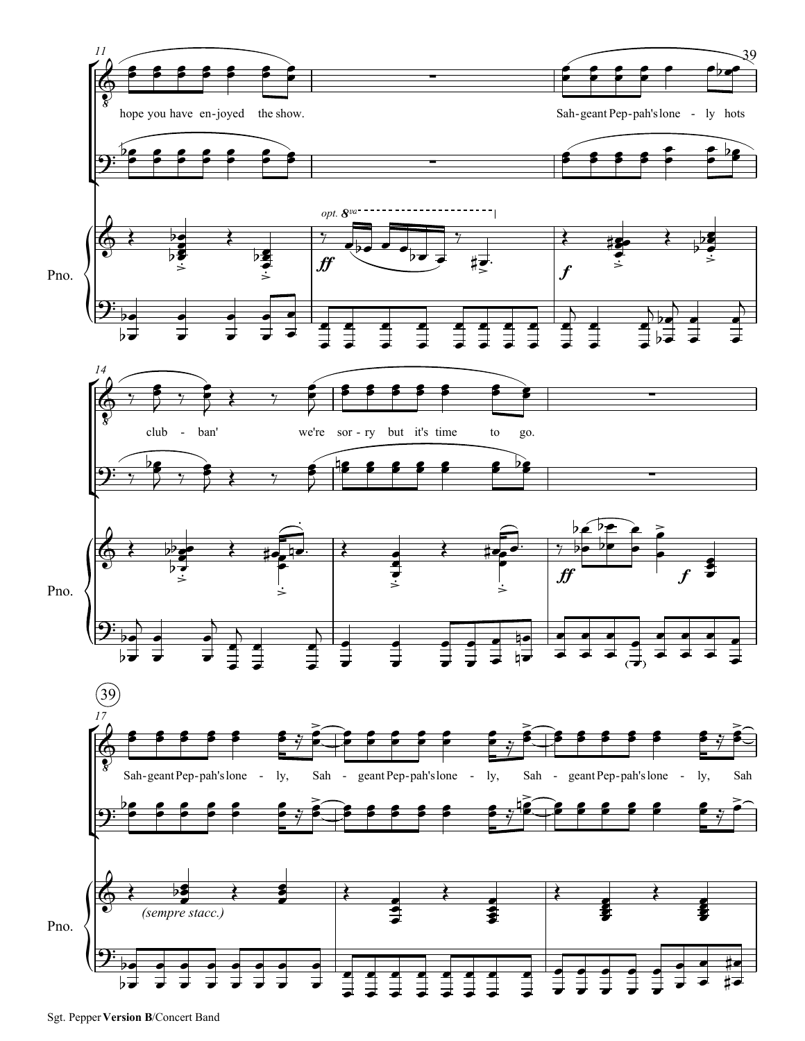hope you have en-joyed the show. Sah-geant Pep-pah's lone - ly hots club - ban' we're sor-ry but it's time to go.

Pno.

*opt. 8va*

**ff** **f** **ff** **f**

39

Sah-geant Pep-pah's lone - ly, Sah - geant Pep-pah's lone - ly, Sah - geant Pep-pah's lone - ly, Sah

*(sempre stacc.)*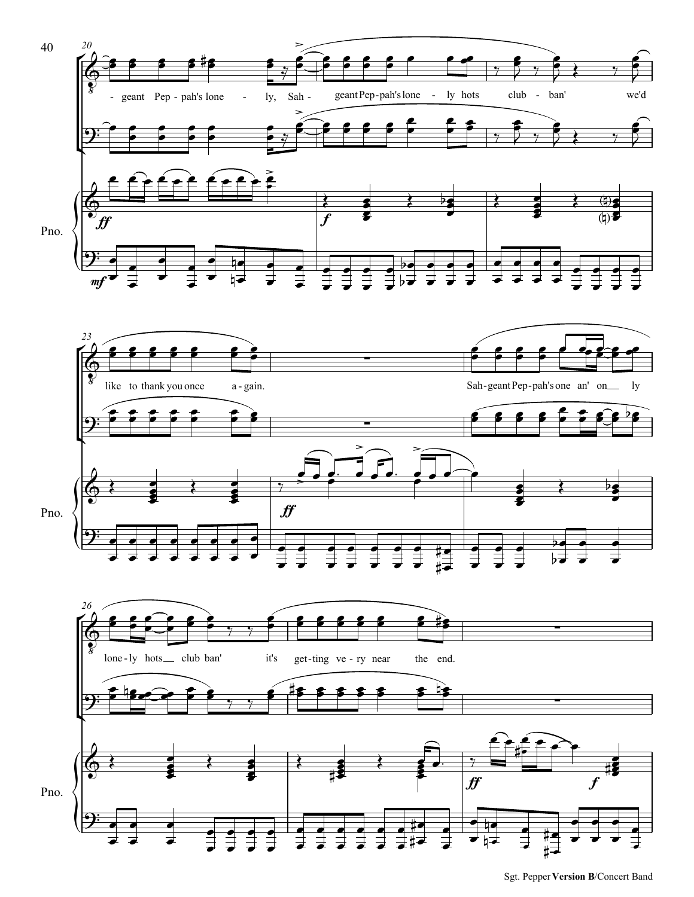- geant Pep - pah's lone - ly, Sah - geant Pep - pah's lone - ly hots club - ban' we'd

like to thank you once a - gain. Sah - geant Pep - pah's one an' on ly

lone - ly hots club ban' it's get - ting ve - ry near the end.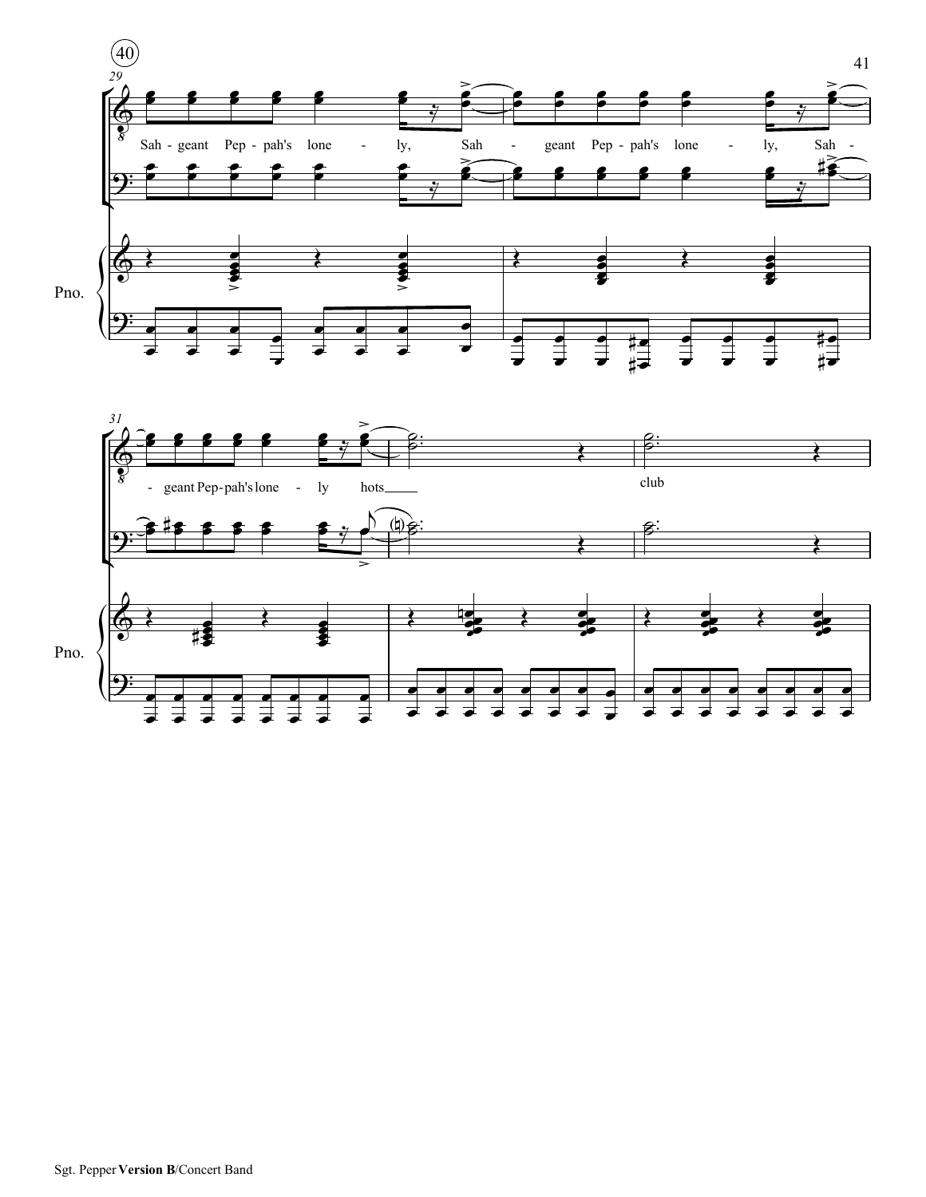40

29

Sah - geant Pep - pah's lone - ly, Sah - geant Pep - pah's lone - ly, Sah -

Pno.

31

- geant Pep - pah's lone - ly hots_____ club

Pno.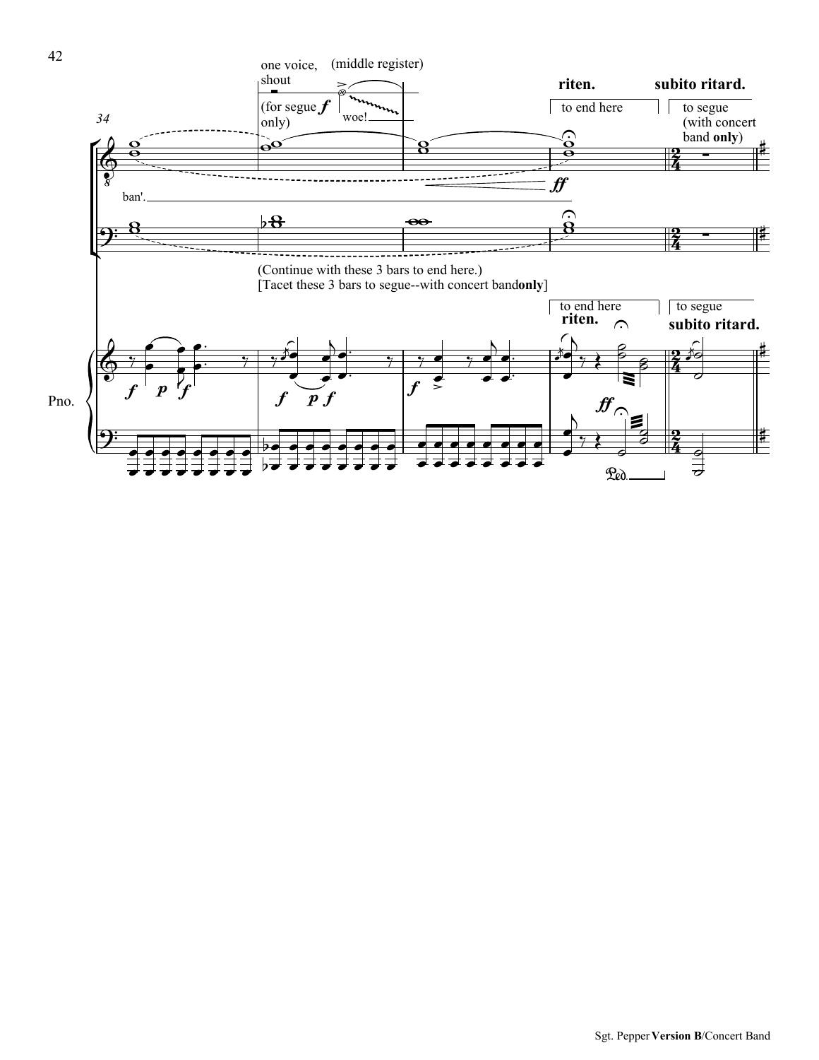one voice, shout (middle register)

(for segue *f* only)

woe!

riten. — subito ritard.

to end here — to segue (with concert band **only**)

ban'.

*ff*

(Continue with these 3 bars to end here.)
[Tacet these 3 bars to segue--with concert band **only**]

to end here — to segue

riten. — subito ritard.

Pno.

*f* *p* *f*

*f* *p* *f*

*f*

*ff*

Ped.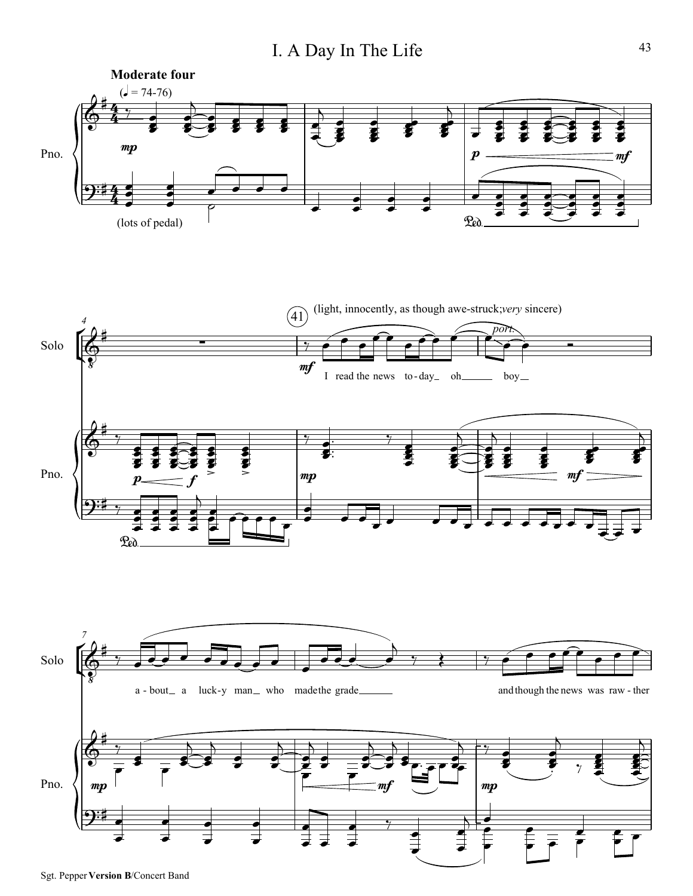# I. A Day In The Life

**Moderate four**

(♩ = 74-76)

Pno.

*mp*

(lots of pedal)

*p* — *mf*

Ped.

Solo

Pno.

*p* — *f*

Ped.

41 (light, innocently, as though awe-struck; *very* sincere)

*mf*

I read the news to-day_ oh___ boy_

*port.*

*mp*

*mf*

Solo

a-bout_ a luck-y man_ who made the grade___

and though the news was raw-ther

Pno.

*mp*

*mf*

*mp*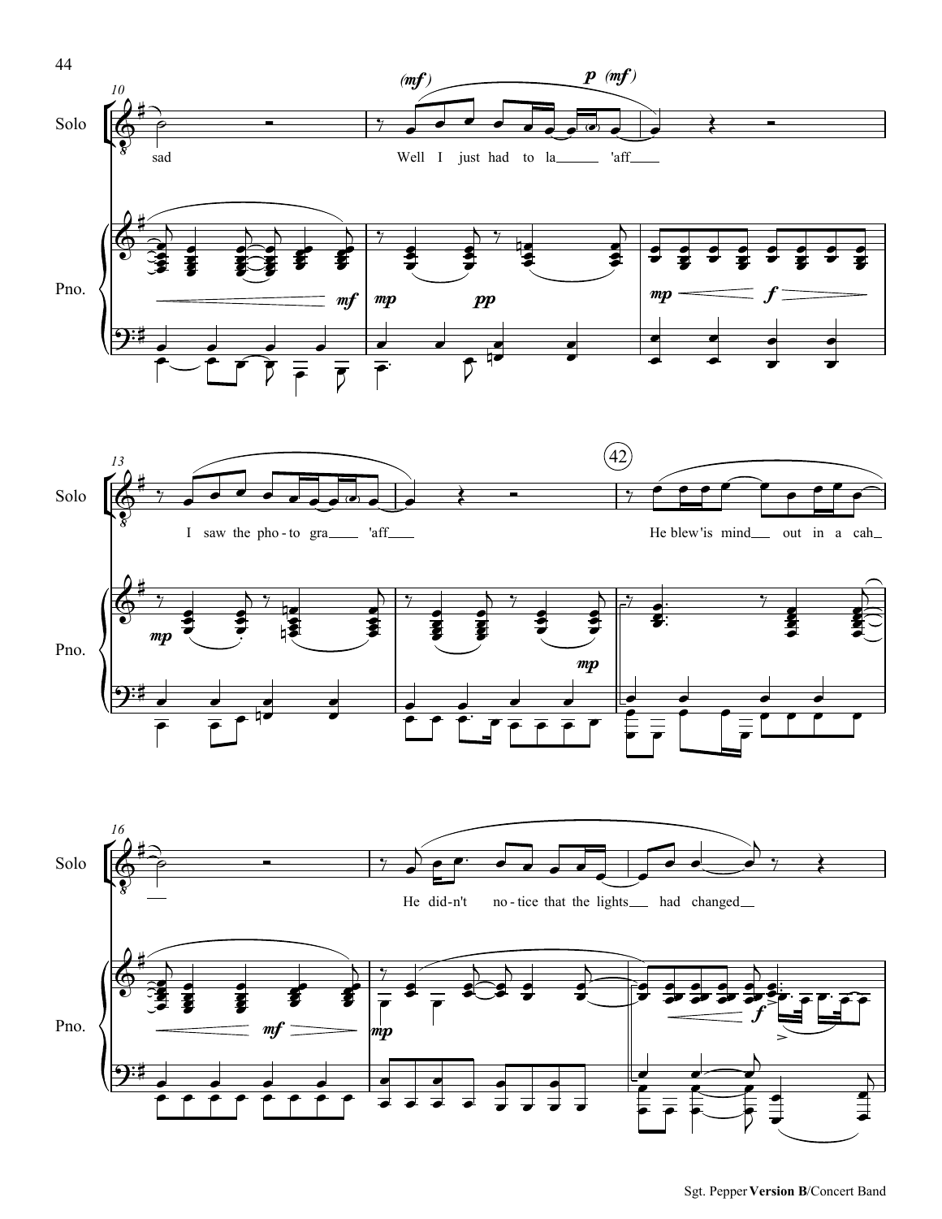Solo

Pno.

sad

Well I just had to la___ 'aff___

I saw the pho - to gra___ 'aff___

He blew 'is mind___ out in a cah_

He did - n't no - tice that the lights___ had changed___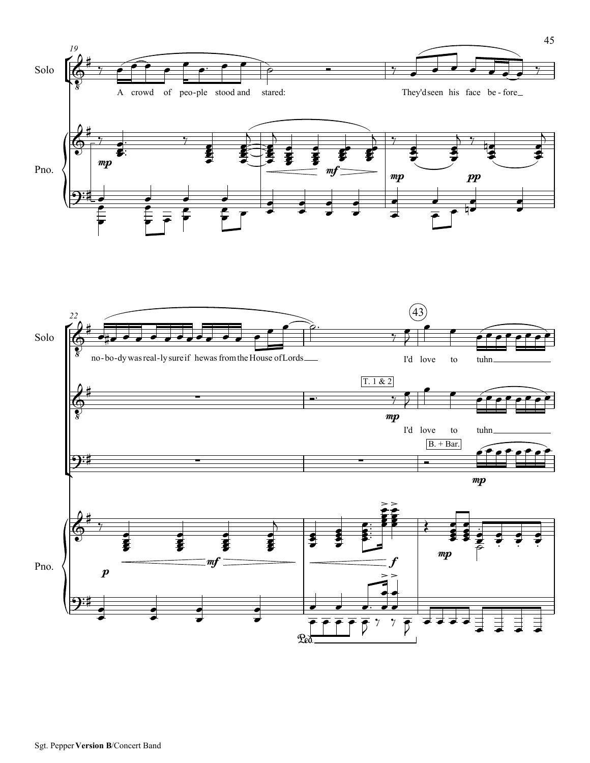Solo

A crowd of peo-ple stood and stared:

They'd seen his face be-fore

no-bo-dy was real-ly sure if he was from the House of Lords

I'd love to tuhn

Pno.

T. 1 & 2

I'd love to tuhn

B. + Bar.

*mp* *mf* *mp* *pp* *p* *mf* *f* *mp*

Ped.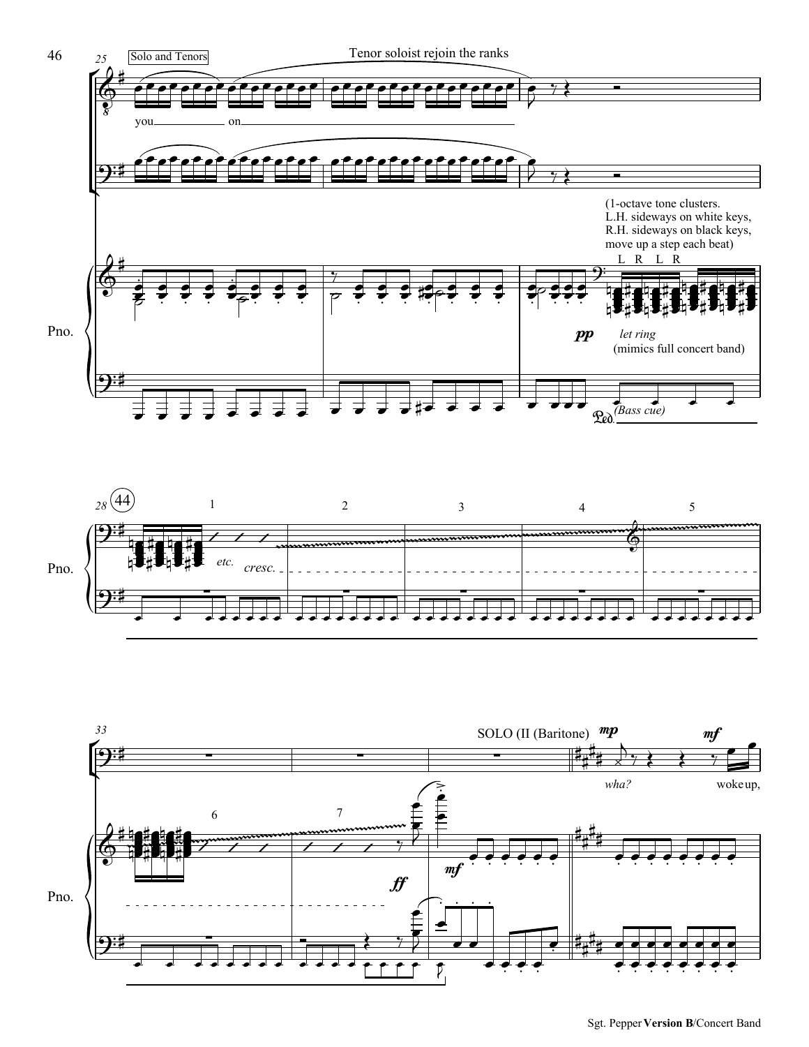Solo and Tenors

Tenor soloist rejoin the ranks

you on

(1-octave tone clusters.
L.H. sideways on white keys,
R.H. sideways on black keys,
move up a step each beat)

L R L R

*pp* *let ring*
(mimics full concert band)

(Bass cue)

44

1 2 3 4 5

*etc.* *cresc.*

6 7

*ff*

*mf*

SOLO (II (Baritone) *mp* *mf*

*wha?* woke up,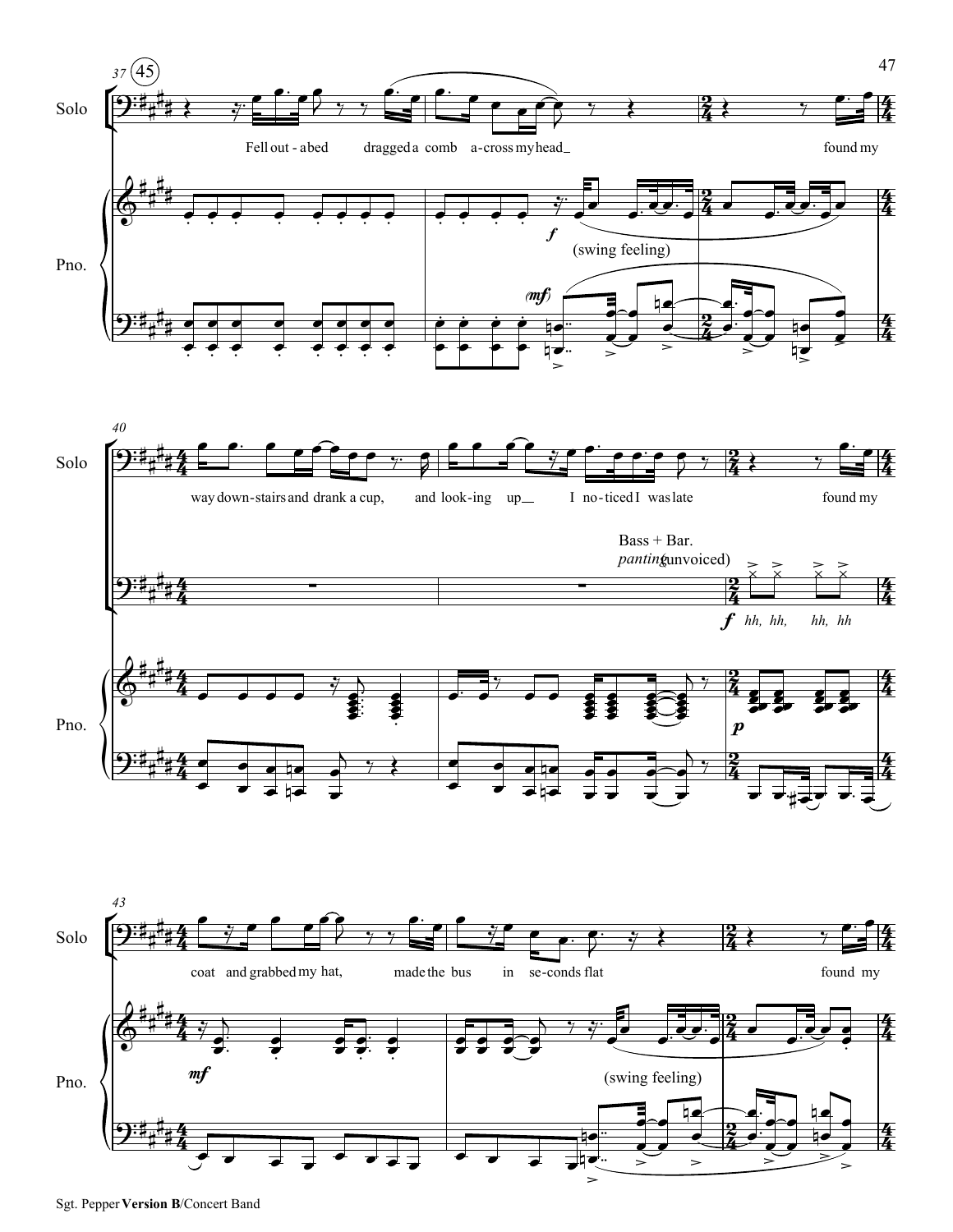37 (45)

Solo

Fell out - a bed dragged a comb a-cross my head found my

Pno.

*f*

(swing feeling)

*(mf)*

40

Solo

way down-stairs and drank a cup, and look-ing up I no-ticed I was late found my

Bass + Bar.
*panting* (unvoiced)

*f* hh, hh, hh, hh

Pno.

*p*

43

Solo

coat and grabbed my hat, made the bus in se-conds flat found my

Pno.

*mf*

(swing feeling)

Sgt. Pepper **Version B**/Concert Band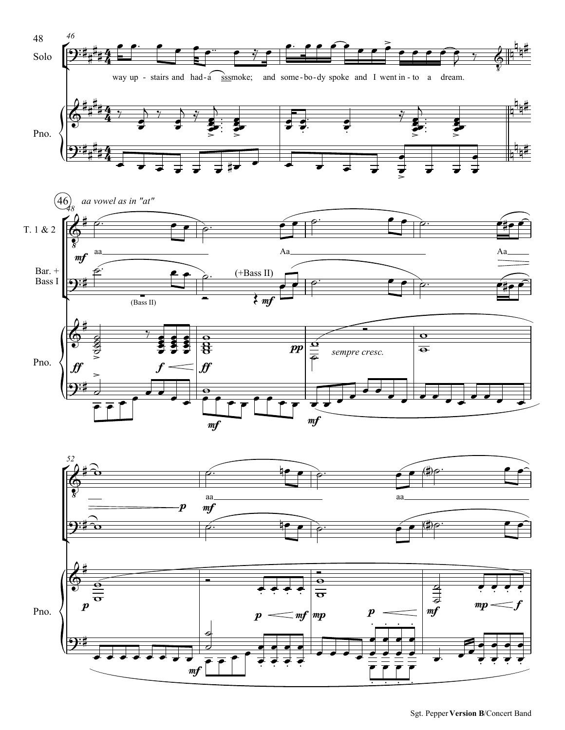Solo

way up - stairs and had - a sssmoke; and some - bo - dy spoke and I went in - to a dream.

Pno.

(46) *aa vowel as in "at"*

T. 1 & 2

aa Aa Aa

Bar. + Bass I

(Bass II) (+Bass II)

Pno.

*sempre cresc.*

T. 1 & 2

aa aa

Bar. + Bass I

Pno.

Sgt. Pepper **Version B**/Concert Band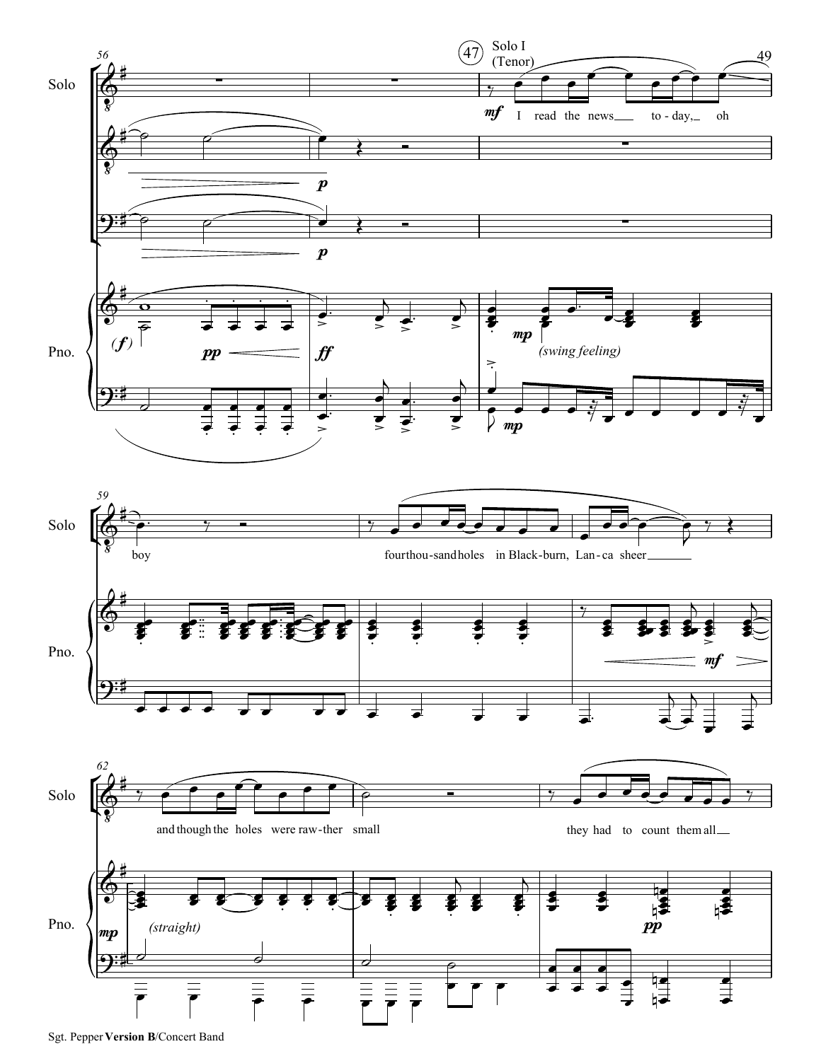47 Solo I (Tenor)

Solo

Pno.

*mf* I read the news to - day, oh boy

four thou - sand holes in Black - burn, Lan - ca sheer

and though the holes were raw - ther small

they had to count them all

*(f)* *pp* *ff* *mp* *(swing feeling)* *mp*

*p* *p*

*mf*

*mp* *(straight)* *pp*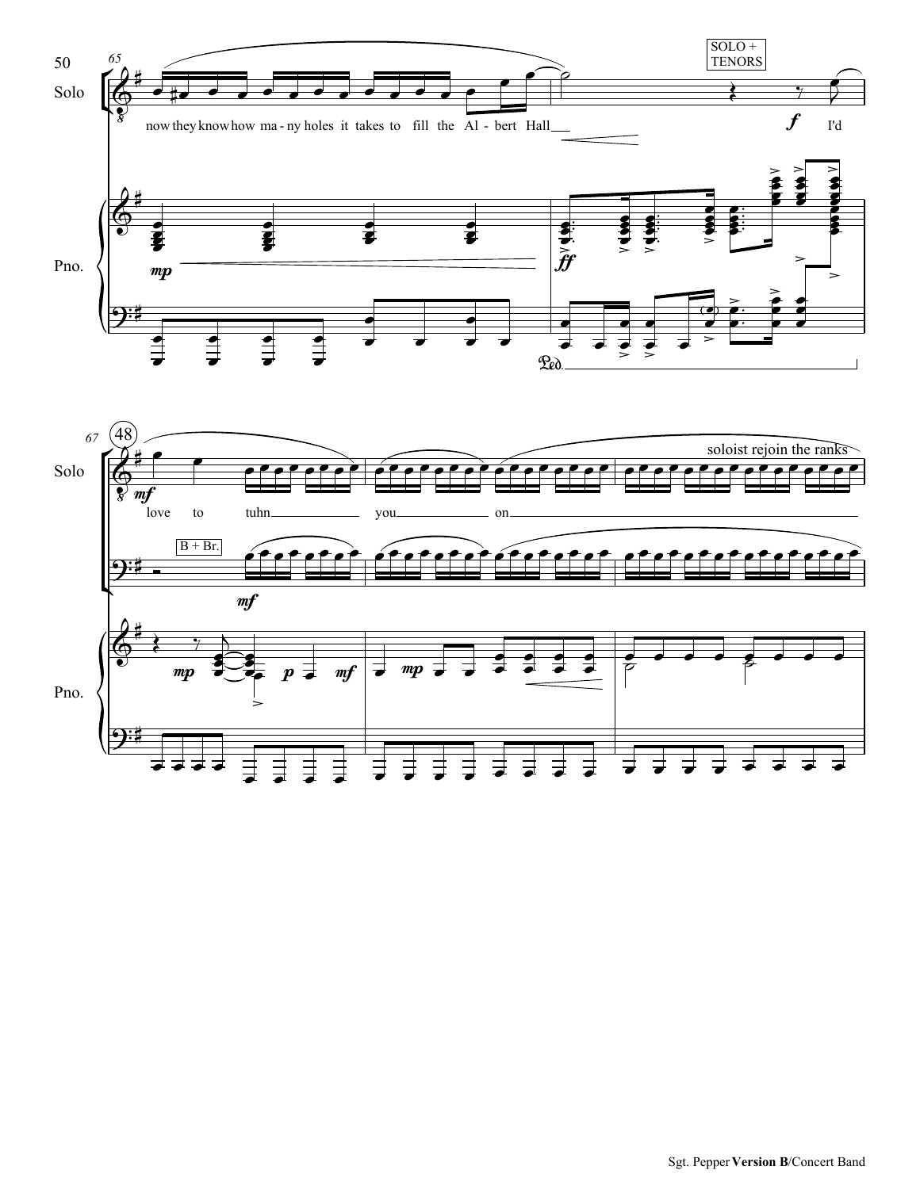now they know how ma - ny holes it takes to fill the Al - bert Hall

SOLO + TENORS

I'd

love to tuhn you on

B + Br.

soloist rejoin the ranks